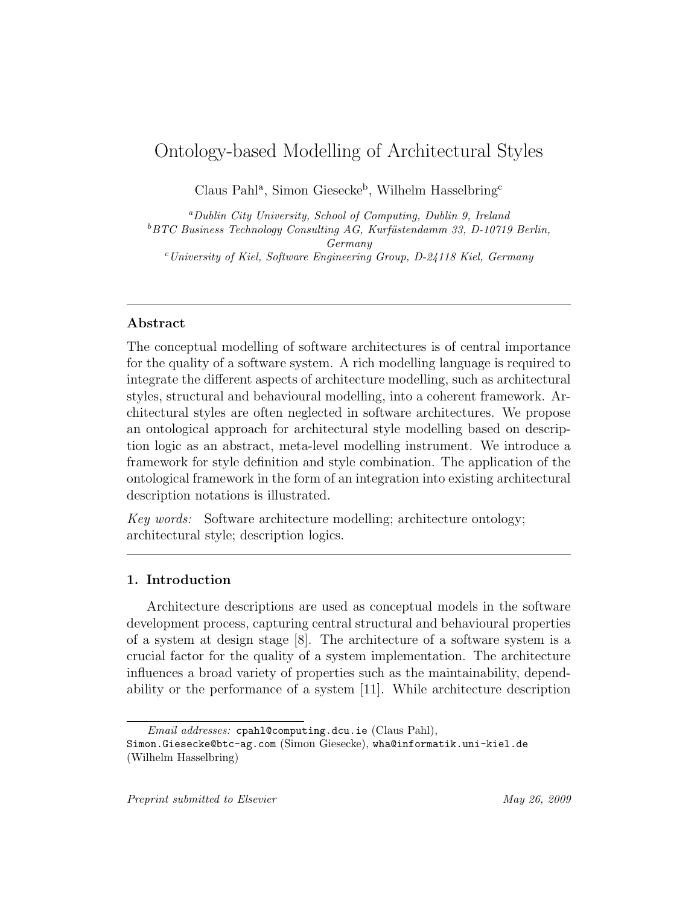# Ontology-based Modelling of Architectural Styles

Claus Pahl[a], Simon Giesecke[b], Wilhelm Hasselbring[c]

[a]*Dublin City University, School of Computing, Dublin 9, Ireland*
[b]*BTC Business Technology Consulting AG, Kurfüstendamm 33, D-10719 Berlin, Germany*
[c]*University of Kiel, Software Engineering Group, D-24118 Kiel, Germany*

---

## Abstract

The conceptual modelling of software architectures is of central importance for the quality of a software system. A rich modelling language is required to integrate the different aspects of architecture modelling, such as architectural styles, structural and behavioural modelling, into a coherent framework. Architectural styles are often neglected in software architectures. We propose an ontological approach for architectural style modelling based on description logic as an abstract, meta-level modelling instrument. We introduce a framework for style definition and style combination. The application of the ontological framework in the form of an integration into existing architectural description notations is illustrated.

*Key words:* Software architecture modelling; architecture ontology; architectural style; description logics.

---

## 1. Introduction

Architecture descriptions are used as conceptual models in the software development process, capturing central structural and behavioural properties of a system at design stage [8]. The architecture of a software system is a crucial factor for the quality of a system implementation. The architecture influences a broad variety of properties such as the maintainability, dependability or the performance of a system [11]. While architecture description

*Email addresses:* `cpahl@computing.dcu.ie` (Claus Pahl), `Simon.Giesecke@btc-ag.com` (Simon Giesecke), `wha@informatik.uni-kiel.de` (Wilhelm Hasselbring)

*Preprint submitted to Elsevier* *May 26, 2009*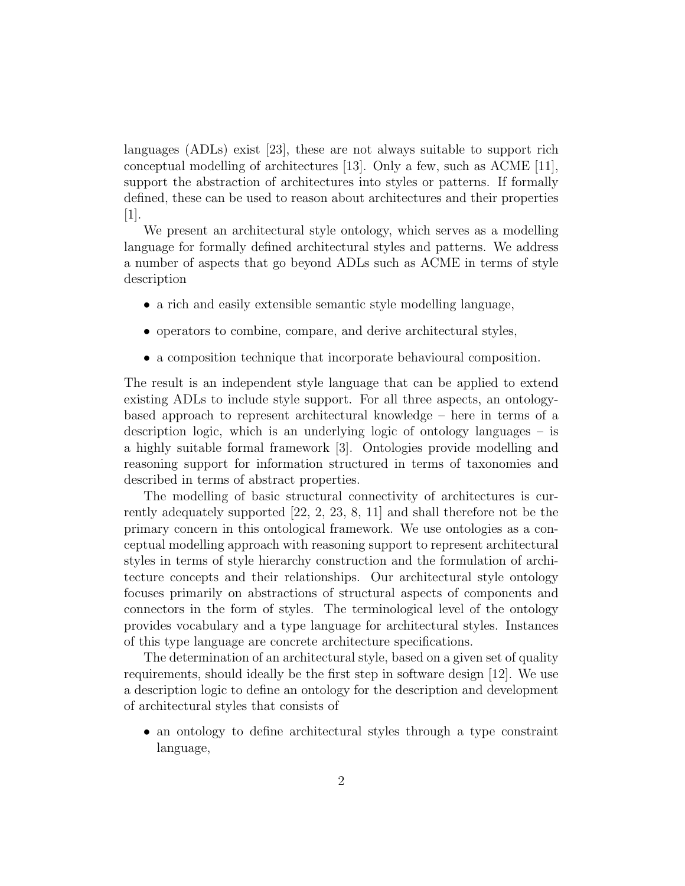languages (ADLs) exist [23], these are not always suitable to support rich conceptual modelling of architectures [13]. Only a few, such as ACME [11], support the abstraction of architectures into styles or patterns. If formally defined, these can be used to reason about architectures and their properties [1].

We present an architectural style ontology, which serves as a modelling language for formally defined architectural styles and patterns. We address a number of aspects that go beyond ADLs such as ACME in terms of style description

- a rich and easily extensible semantic style modelling language,
- operators to combine, compare, and derive architectural styles,
- a composition technique that incorporate behavioural composition.

The result is an independent style language that can be applied to extend existing ADLs to include style support. For all three aspects, an ontology-based approach to represent architectural knowledge – here in terms of a description logic, which is an underlying logic of ontology languages – is a highly suitable formal framework [3]. Ontologies provide modelling and reasoning support for information structured in terms of taxonomies and described in terms of abstract properties.

The modelling of basic structural connectivity of architectures is currently adequately supported [22, 2, 23, 8, 11] and shall therefore not be the primary concern in this ontological framework. We use ontologies as a conceptual modelling approach with reasoning support to represent architectural styles in terms of style hierarchy construction and the formulation of architecture concepts and their relationships. Our architectural style ontology focuses primarily on abstractions of structural aspects of components and connectors in the form of styles. The terminological level of the ontology provides vocabulary and a type language for architectural styles. Instances of this type language are concrete architecture specifications.

The determination of an architectural style, based on a given set of quality requirements, should ideally be the first step in software design [12]. We use a description logic to define an ontology for the description and development of architectural styles that consists of

- an ontology to define architectural styles through a type constraint language,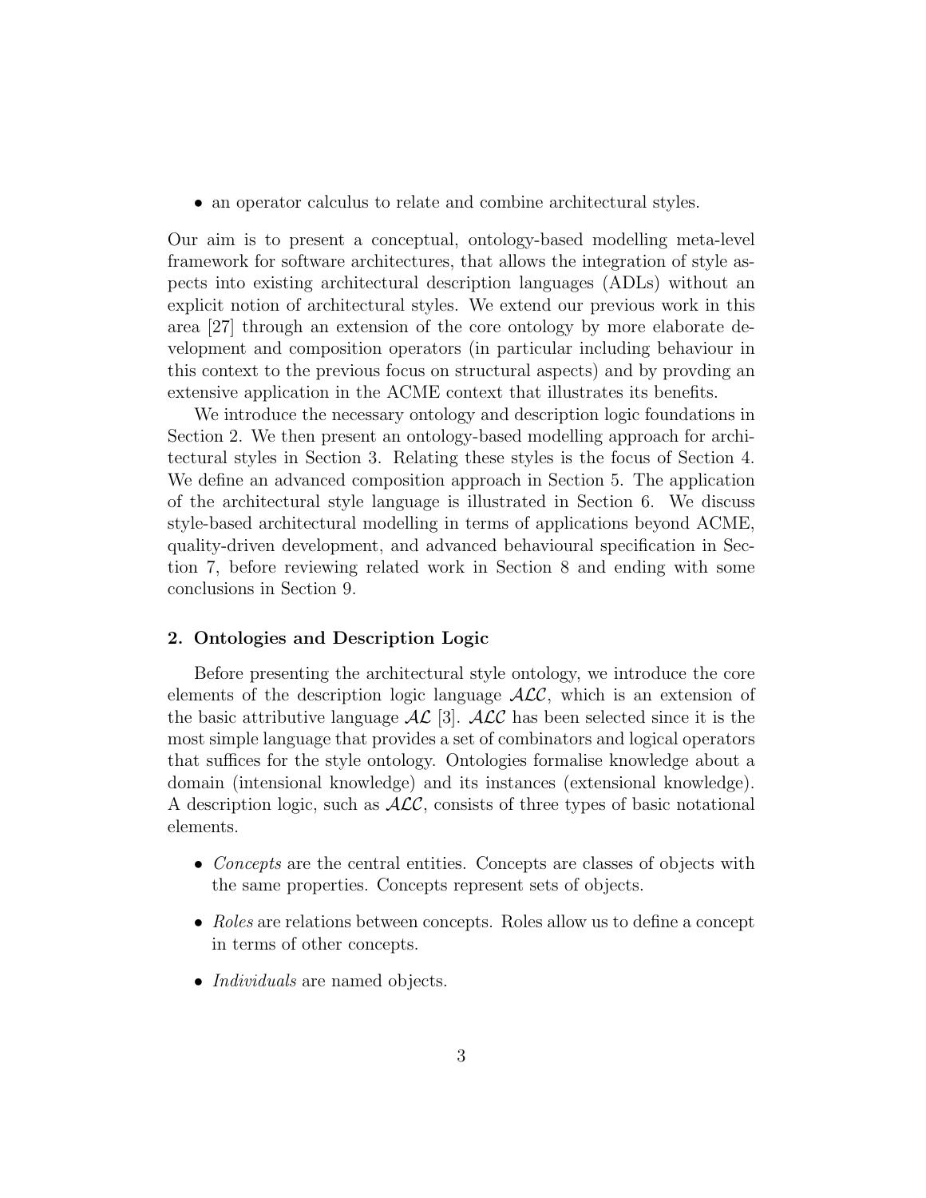- an operator calculus to relate and combine architectural styles.

Our aim is to present a conceptual, ontology-based modelling meta-level framework for software architectures, that allows the integration of style aspects into existing architectural description languages (ADLs) without an explicit notion of architectural styles. We extend our previous work in this area [27] through an extension of the core ontology by more elaborate development and composition operators (in particular including behaviour in this context to the previous focus on structural aspects) and by provding an extensive application in the ACME context that illustrates its benefits.

We introduce the necessary ontology and description logic foundations in Section 2. We then present an ontology-based modelling approach for architectural styles in Section 3. Relating these styles is the focus of Section 4. We define an advanced composition approach in Section 5. The application of the architectural style language is illustrated in Section 6. We discuss style-based architectural modelling in terms of applications beyond ACME, quality-driven development, and advanced behavioural specification in Section 7, before reviewing related work in Section 8 and ending with some conclusions in Section 9.

## 2. Ontologies and Description Logic

Before presenting the architectural style ontology, we introduce the core elements of the description logic language $\mathcal{ALC}$, which is an extension of the basic attributive language $\mathcal{AL}$ [3]. $\mathcal{ALC}$ has been selected since it is the most simple language that provides a set of combinators and logical operators that suffices for the style ontology. Ontologies formalise knowledge about a domain (intensional knowledge) and its instances (extensional knowledge). A description logic, such as $\mathcal{ALC}$, consists of three types of basic notational elements.

- *Concepts* are the central entities. Concepts are classes of objects with the same properties. Concepts represent sets of objects.
- *Roles* are relations between concepts. Roles allow us to define a concept in terms of other concepts.
- *Individuals* are named objects.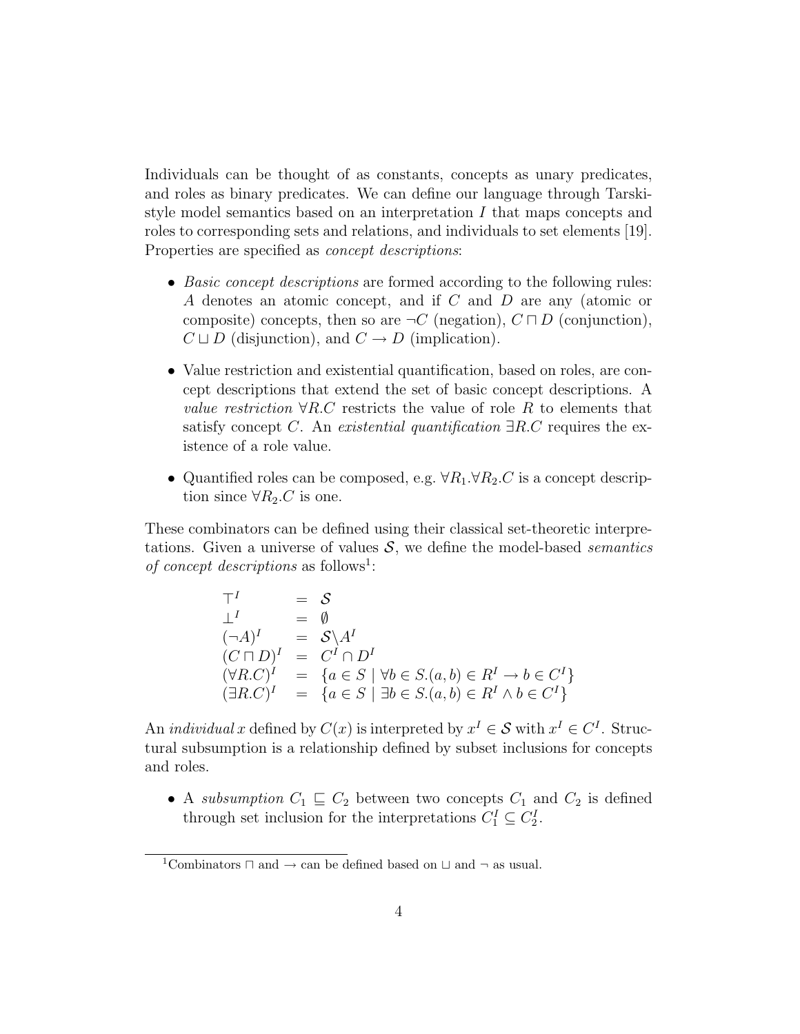Individuals can be thought of as constants, concepts as unary predicates, and roles as binary predicates. We can define our language through Tarski-style model semantics based on an interpretation $I$ that maps concepts and roles to corresponding sets and relations, and individuals to set elements [19]. Properties are specified as *concept descriptions*:

- *Basic concept descriptions* are formed according to the following rules: $A$ denotes an atomic concept, and if $C$ and $D$ are any (atomic or composite) concepts, then so are $\neg C$ (negation), $C \sqcap D$ (conjunction), $C \sqcup D$ (disjunction), and $C \rightarrow D$ (implication).
- Value restriction and existential quantification, based on roles, are concept descriptions that extend the set of basic concept descriptions. A *value restriction* $\forall R.C$ restricts the value of role $R$ to elements that satisfy concept $C$. An *existential quantification* $\exists R.C$ requires the existence of a role value.
- Quantified roles can be composed, e.g. $\forall R_1.\forall R_2.C$ is a concept description since $\forall R_2.C$ is one.

These combinators can be defined using their classical set-theoretic interpretations. Given a universe of values $\mathcal{S}$, we define the model-based *semantics of concept descriptions* as follows[1]:

$$
\begin{array}{lcl}
\top^I & = & \mathcal{S} \\
\bot^I & = & \emptyset \\
(\neg A)^I & = & \mathcal{S} \backslash A^I \\
(C \sqcap D)^I & = & C^I \cap D^I \\
(\forall R.C)^I & = & \{a \in S \mid \forall b \in S.(a,b) \in R^I \rightarrow b \in C^I\} \\
(\exists R.C)^I & = & \{a \in S \mid \exists b \in S.(a,b) \in R^I \wedge b \in C^I\}
\end{array}
$$

An *individual* $x$ defined by $C(x)$ is interpreted by $x^I \in \mathcal{S}$ with $x^I \in C^I$. Structural subsumption is a relationship defined by subset inclusions for concepts and roles.

- A *subsumption* $C_1 \sqsubseteq C_2$ between two concepts $C_1$ and $C_2$ is defined through set inclusion for the interpretations $C_1^I \subseteq C_2^I$.

[1] Combinators $\sqcap$ and $\rightarrow$ can be defined based on $\sqcup$ and $\neg$ as usual.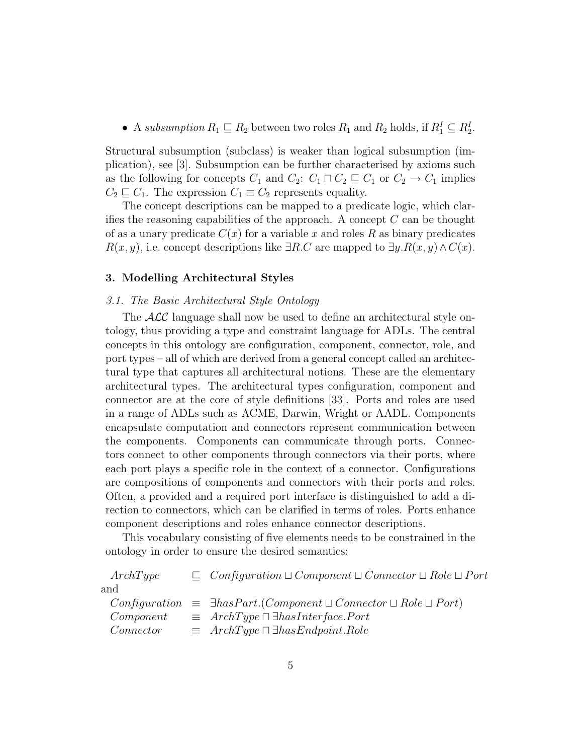- A *subsumption* $R_1 \sqsubseteq R_2$ between two roles $R_1$ and $R_2$ holds, if $R_1^I \subseteq R_2^I$.

Structural subsumption (subclass) is weaker than logical subsumption (implication), see [3]. Subsumption can be further characterised by axioms such as the following for concepts $C_1$ and $C_2$: $C_1 \sqcap C_2 \sqsubseteq C_1$ or $C_2 \rightarrow C_1$ implies $C_2 \sqsubseteq C_1$. The expression $C_1 \equiv C_2$ represents equality.

The concept descriptions can be mapped to a predicate logic, which clarifies the reasoning capabilities of the approach. A concept $C$ can be thought of as a unary predicate $C(x)$ for a variable $x$ and roles $R$ as binary predicates $R(x, y)$, i.e. concept descriptions like $\exists R.C$ are mapped to $\exists y.R(x, y) \wedge C(x)$.

## 3. Modelling Architectural Styles

### *3.1. The Basic Architectural Style Ontology*

The $\mathcal{ALC}$ language shall now be used to define an architectural style ontology, thus providing a type and constraint language for ADLs. The central concepts in this ontology are configuration, component, connector, role, and port types – all of which are derived from a general concept called an architectural type that captures all architectural notions. These are the elementary architectural types. The architectural types configuration, component and connector are at the core of style definitions [33]. Ports and roles are used in a range of ADLs such as ACME, Darwin, Wright or AADL. Components encapsulate computation and connectors represent communication between the components. Components can communicate through ports. Connectors connect to other components through connectors via their ports, where each port plays a specific role in the context of a connector. Configurations are compositions of components and connectors with their ports and roles. Often, a provided and a required port interface is distinguished to add a direction to connectors, which can be clarified in terms of roles. Ports enhance component descriptions and roles enhance connector descriptions.

This vocabulary consisting of five elements needs to be constrained in the ontology in order to ensure the desired semantics:

$$ArchType \sqsubseteq Configuration \sqcup Component \sqcup Connector \sqcup Role \sqcup Port$$

and

$$\begin{aligned}
Configuration &\equiv \exists hasPart.(Component \sqcup Connector \sqcup Role \sqcup Port) \\
Component &\equiv ArchType \sqcap \exists hasInterface.Port \\
Connector &\equiv ArchType \sqcap \exists hasEndpoint.Role
\end{aligned}$$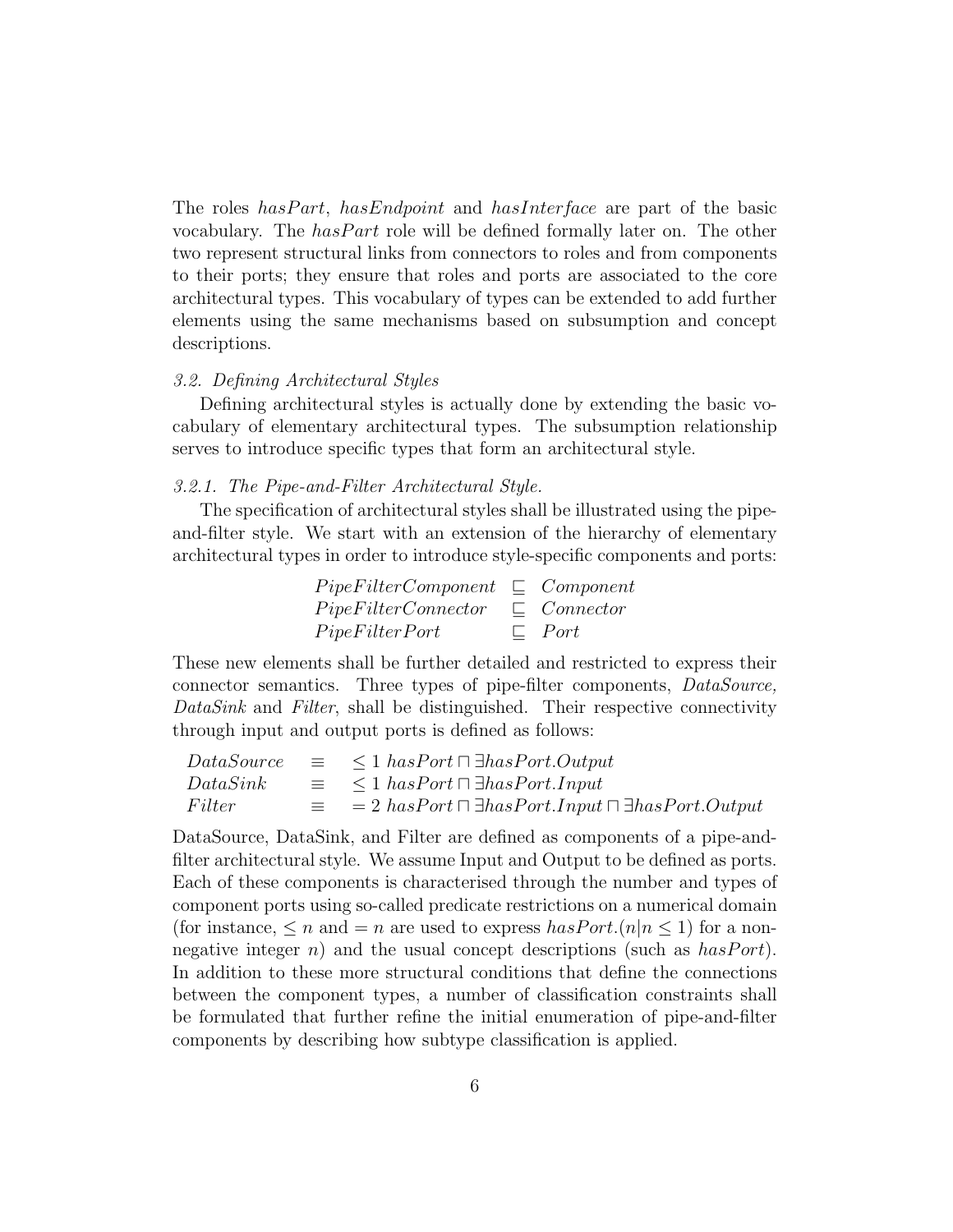The roles *hasPart*, *hasEndpoint* and *hasInterface* are part of the basic vocabulary. The *hasPart* role will be defined formally later on. The other two represent structural links from connectors to roles and from components to their ports; they ensure that roles and ports are associated to the core architectural types. This vocabulary of types can be extended to add further elements using the same mechanisms based on subsumption and concept descriptions.

### *3.2. Defining Architectural Styles*

Defining architectural styles is actually done by extending the basic vocabulary of elementary architectural types. The subsumption relationship serves to introduce specific types that form an architectural style.

#### *3.2.1. The Pipe-and-Filter Architectural Style.*

The specification of architectural styles shall be illustrated using the pipe-and-filter style. We start with an extension of the hierarchy of elementary architectural types in order to introduce style-specific components and ports:

$$
\begin{array}{lcl}
PipeFilterComponent & \sqsubseteq & Component \\
PipeFilterConnector & \sqsubseteq & Connector \\
PipeFilterPort & \sqsubseteq & Port
\end{array}
$$

These new elements shall be further detailed and restricted to express their connector semantics. Three types of pipe-filter components, *DataSource, DataSink* and *Filter*, shall be distinguished. Their respective connectivity through input and output ports is defined as follows:

$$
\begin{array}{lcl}
DataSource & \equiv & \leq 1\ hasPort \sqcap \exists hasPort.Output \\
DataSink & \equiv & \leq 1\ hasPort \sqcap \exists hasPort.Input \\
Filter & \equiv & = 2\ hasPort \sqcap \exists hasPort.Input \sqcap \exists hasPort.Output
\end{array}
$$

DataSource, DataSink, and Filter are defined as components of a pipe-and-filter architectural style. We assume Input and Output to be defined as ports. Each of these components is characterised through the number and types of component ports using so-called predicate restrictions on a numerical domain (for instance, $\leq n$ and $= n$ are used to express $hasPort.(n|n \leq 1)$ for a non-negative integer $n$) and the usual concept descriptions (such as $hasPort$). In addition to these more structural conditions that define the connections between the component types, a number of classification constraints shall be formulated that further refine the initial enumeration of pipe-and-filter components by describing how subtype classification is applied.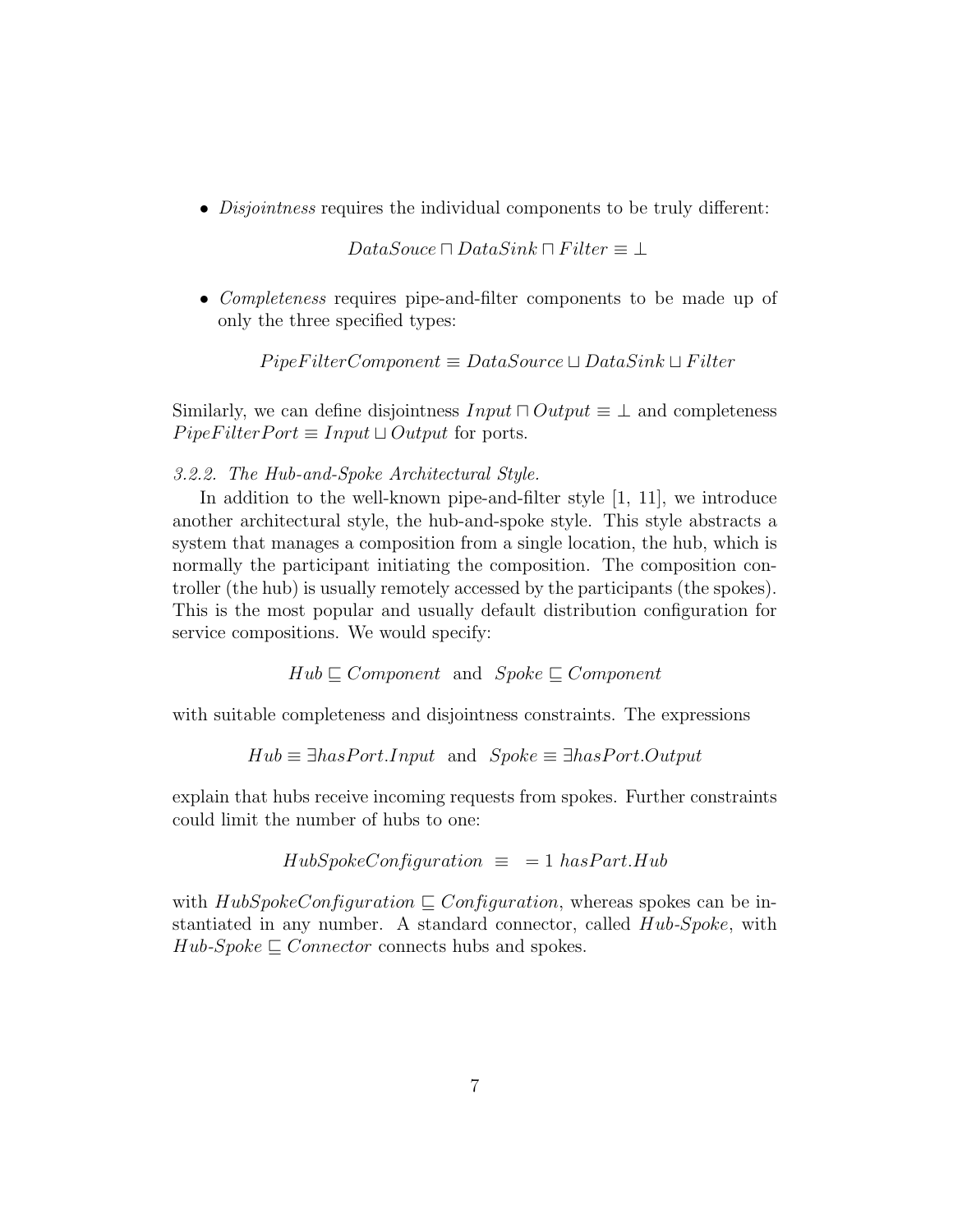- *Disjointness* requires the individual components to be truly different:

$$DataSouce \sqcap DataSink \sqcap Filter \equiv \bot$$

- *Completeness* requires pipe-and-filter components to be made up of only the three specified types:

$$PipeFilterComponent \equiv DataSource \sqcup DataSink \sqcup Filter$$

Similarly, we can define disjointness $Input \sqcap Output \equiv \bot$ and completeness $PipeFilterPort \equiv Input \sqcup Output$ for ports.

*3.2.2. The Hub-and-Spoke Architectural Style.*

In addition to the well-known pipe-and-filter style [1, 11], we introduce another architectural style, the hub-and-spoke style. This style abstracts a system that manages a composition from a single location, the hub, which is normally the participant initiating the composition. The composition controller (the hub) is usually remotely accessed by the participants (the spokes). This is the most popular and usually default distribution configuration for service compositions. We would specify:

$$Hub \sqsubseteq Component \ \text{ and } \ Spoke \sqsubseteq Component$$

with suitable completeness and disjointness constraints. The expressions

$$Hub \equiv \exists hasPort.Input \ \text{ and } \ Spoke \equiv \exists hasPort.Output$$

explain that hubs receive incoming requests from spokes. Further constraints could limit the number of hubs to one:

$$HubSpokeConfiguration \ \equiv \ = 1 \ hasPart.Hub$$

with $HubSpokeConfiguration \sqsubseteq Configuration$, whereas spokes can be instantiated in any number. A standard connector, called *Hub-Spoke*, with $Hub\text{-}Spoke \sqsubseteq Connector$ connects hubs and spokes.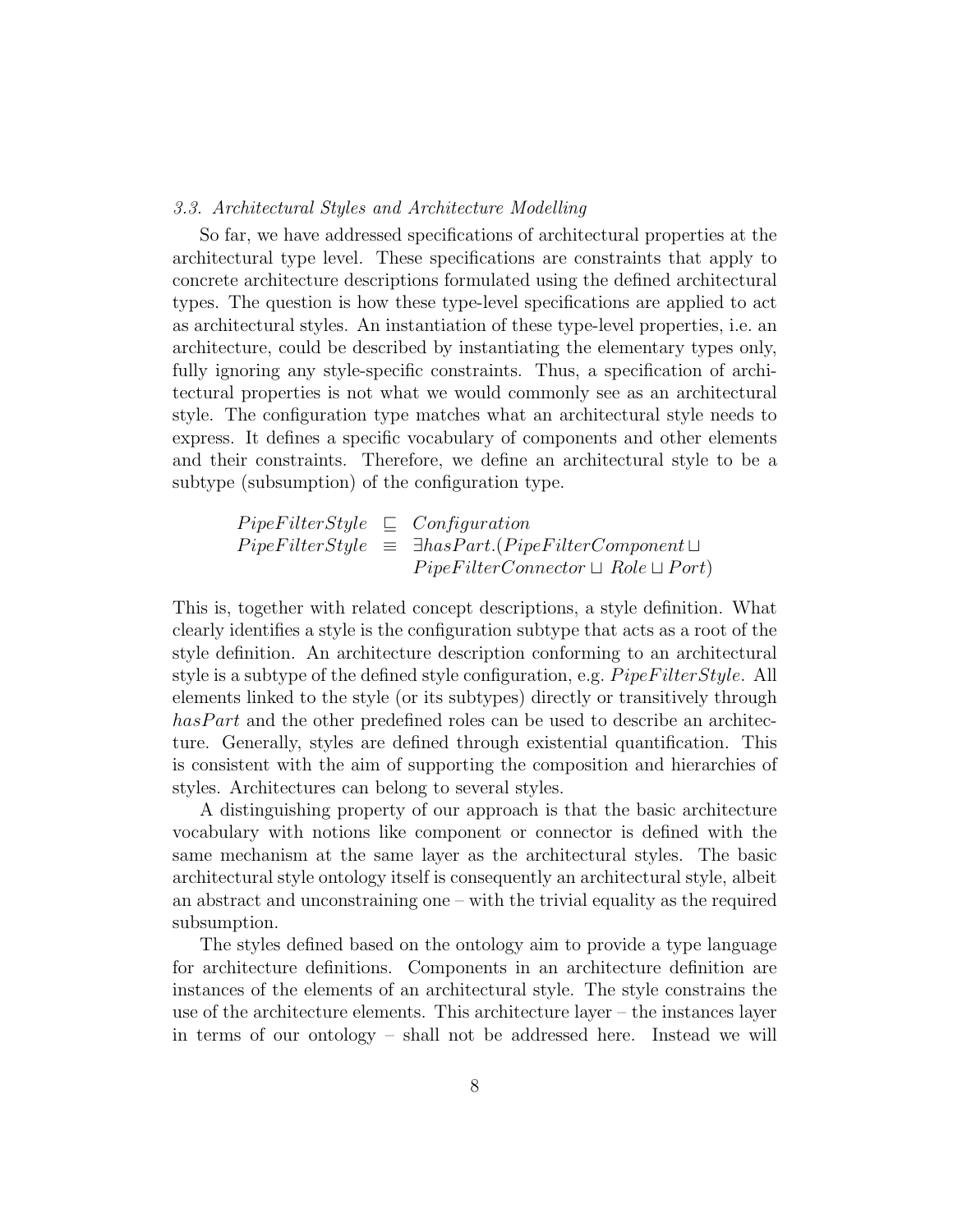*3.3. Architectural Styles and Architecture Modelling*

So far, we have addressed specifications of architectural properties at the architectural type level. These specifications are constraints that apply to concrete architecture descriptions formulated using the defined architectural types. The question is how these type-level specifications are applied to act as architectural styles. An instantiation of these type-level properties, i.e. an architecture, could be described by instantiating the elementary types only, fully ignoring any style-specific constraints. Thus, a specification of architectural properties is not what we would commonly see as an architectural style. The configuration type matches what an architectural style needs to express. It defines a specific vocabulary of components and other elements and their constraints. Therefore, we define an architectural style to be a subtype (subsumption) of the configuration type.

$$
\begin{aligned}
PipeFilterStyle &\sqsubseteq Configuration \\
PipeFilterStyle &\equiv \exists hasPart.(PipeFilterComponent \sqcup \\
&\quad\; PipeFilterConnector \sqcup Role \sqcup Port)
\end{aligned}
$$

This is, together with related concept descriptions, a style definition. What clearly identifies a style is the configuration subtype that acts as a root of the style definition. An architecture description conforming to an architectural style is a subtype of the defined style configuration, e.g. $PipeFilterStyle$. All elements linked to the style (or its subtypes) directly or transitively through $hasPart$ and the other predefined roles can be used to describe an architecture. Generally, styles are defined through existential quantification. This is consistent with the aim of supporting the composition and hierarchies of styles. Architectures can belong to several styles.

A distinguishing property of our approach is that the basic architecture vocabulary with notions like component or connector is defined with the same mechanism at the same layer as the architectural styles. The basic architectural style ontology itself is consequently an architectural style, albeit an abstract and unconstraining one – with the trivial equality as the required subsumption.

The styles defined based on the ontology aim to provide a type language for architecture definitions. Components in an architecture definition are instances of the elements of an architectural style. The style constrains the use of the architecture elements. This architecture layer – the instances layer in terms of our ontology – shall not be addressed here. Instead we will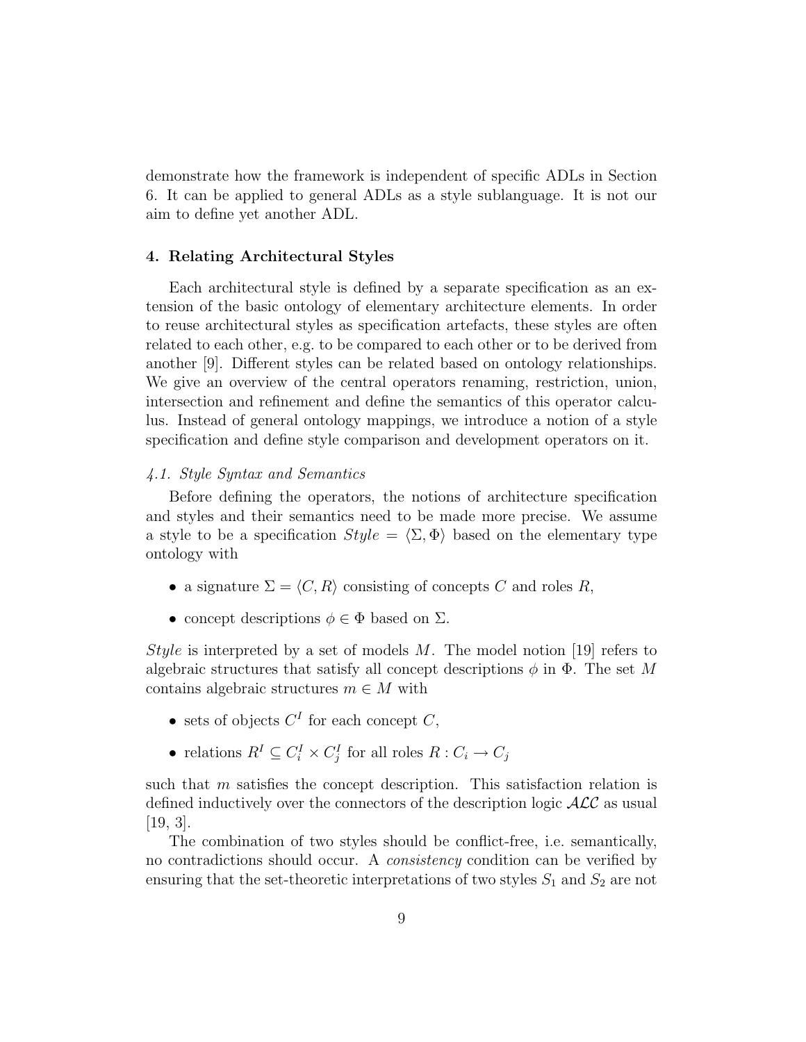demonstrate how the framework is independent of specific ADLs in Section 6. It can be applied to general ADLs as a style sublanguage. It is not our aim to define yet another ADL.

## 4. Relating Architectural Styles

Each architectural style is defined by a separate specification as an extension of the basic ontology of elementary architecture elements. In order to reuse architectural styles as specification artefacts, these styles are often related to each other, e.g. to be compared to each other or to be derived from another [9]. Different styles can be related based on ontology relationships. We give an overview of the central operators renaming, restriction, union, intersection and refinement and define the semantics of this operator calculus. Instead of general ontology mappings, we introduce a notion of a style specification and define style comparison and development operators on it.

### *4.1. Style Syntax and Semantics*

Before defining the operators, the notions of architecture specification and styles and their semantics need to be made more precise. We assume a style to be a specification $Style = \langle \Sigma, \Phi \rangle$ based on the elementary type ontology with

- a signature $\Sigma = \langle C, R \rangle$ consisting of concepts $C$ and roles $R$,
- concept descriptions $\phi \in \Phi$ based on $\Sigma$.

*Style* is interpreted by a set of models $M$. The model notion [19] refers to algebraic structures that satisfy all concept descriptions $\phi$ in $\Phi$. The set $M$ contains algebraic structures $m \in M$ with

- sets of objects $C^I$ for each concept $C$,
- relations $R^I \subseteq C_i^I \times C_j^I$ for all roles $R : C_i \rightarrow C_j$

such that $m$ satisfies the concept description. This satisfaction relation is defined inductively over the connectors of the description logic $\mathcal{ALC}$ as usual [19, 3].

The combination of two styles should be conflict-free, i.e. semantically, no contradictions should occur. A *consistency* condition can be verified by ensuring that the set-theoretic interpretations of two styles $S_1$ and $S_2$ are not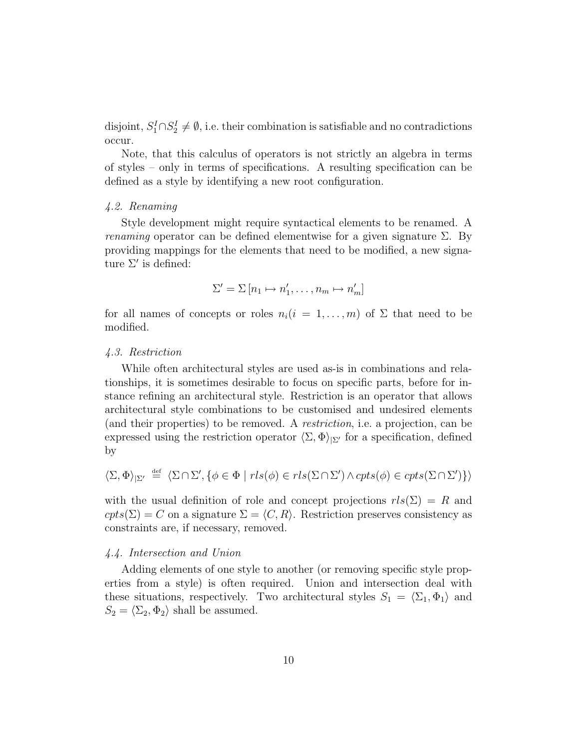disjoint, $S_1^I \cap S_2^I \neq \emptyset$, i.e. their combination is satisfiable and no contradictions occur.

Note, that this calculus of operators is not strictly an algebra in terms of styles – only in terms of specifications. A resulting specification can be defined as a style by identifying a new root configuration.

### *4.2. Renaming*

Style development might require syntactical elements to be renamed. A *renaming* operator can be defined elementwise for a given signature $\Sigma$. By providing mappings for the elements that need to be modified, a new signature $\Sigma'$ is defined:

$$\Sigma' = \Sigma\,[n_1 \mapsto n_1', \ldots, n_m \mapsto n_m']$$

for all names of concepts or roles $n_i (i = 1, \ldots, m)$ of $\Sigma$ that need to be modified.

### *4.3. Restriction*

While often architectural styles are used as-is in combinations and relationships, it is sometimes desirable to focus on specific parts, before for instance refining an architectural style. Restriction is an operator that allows architectural style combinations to be customised and undesired elements (and their properties) to be removed. A *restriction*, i.e. a projection, can be expressed using the restriction operator $\langle \Sigma, \Phi \rangle_{|\Sigma'}$ for a specification, defined by

$$\langle \Sigma, \Phi \rangle_{|\Sigma'} \stackrel{\text{def}}{=} \langle \Sigma \cap \Sigma', \{\phi \in \Phi \mid rls(\phi) \in rls(\Sigma \cap \Sigma') \wedge cpts(\phi) \in cpts(\Sigma \cap \Sigma')\}\rangle$$

with the usual definition of role and concept projections $rls(\Sigma) = R$ and $cpts(\Sigma) = C$ on a signature $\Sigma = \langle C, R \rangle$. Restriction preserves consistency as constraints are, if necessary, removed.

### *4.4. Intersection and Union*

Adding elements of one style to another (or removing specific style properties from a style) is often required. Union and intersection deal with these situations, respectively. Two architectural styles $S_1 = \langle \Sigma_1, \Phi_1 \rangle$ and $S_2 = \langle \Sigma_2, \Phi_2 \rangle$ shall be assumed.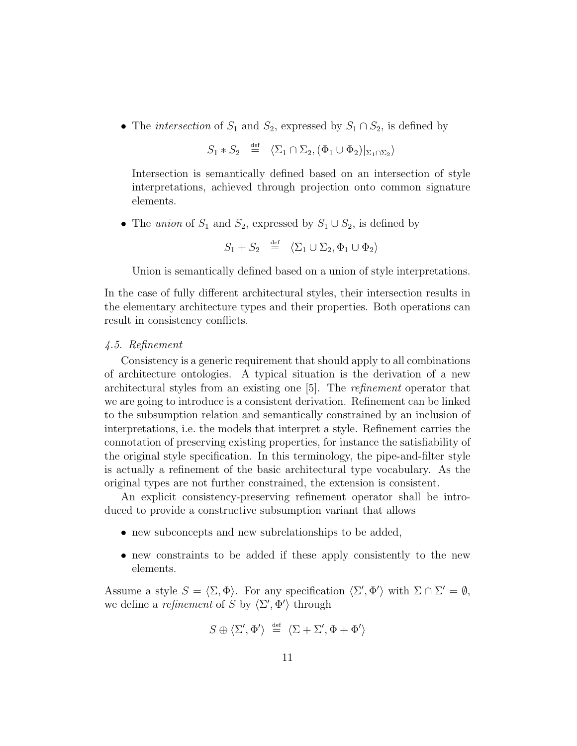- The *intersection* of $S_1$ and $S_2$, expressed by $S_1 \cap S_2$, is defined by

  $$S_1 * S_2 \stackrel{\text{def}}{=} \langle \Sigma_1 \cap \Sigma_2, (\Phi_1 \cup \Phi_2)|_{\Sigma_1 \cap \Sigma_2} \rangle$$

  Intersection is semantically defined based on an intersection of style interpretations, achieved through projection onto common signature elements.

- The *union* of $S_1$ and $S_2$, expressed by $S_1 \cup S_2$, is defined by

  $$S_1 + S_2 \stackrel{\text{def}}{=} \langle \Sigma_1 \cup \Sigma_2, \Phi_1 \cup \Phi_2 \rangle$$

  Union is semantically defined based on a union of style interpretations.

In the case of fully different architectural styles, their intersection results in the elementary architecture types and their properties. Both operations can result in consistency conflicts.

*4.5. Refinement*

Consistency is a generic requirement that should apply to all combinations of architecture ontologies. A typical situation is the derivation of a new architectural styles from an existing one [5]. The *refinement* operator that we are going to introduce is a consistent derivation. Refinement can be linked to the subsumption relation and semantically constrained by an inclusion of interpretations, i.e. the models that interpret a style. Refinement carries the connotation of preserving existing properties, for instance the satisfiability of the original style specification. In this terminology, the pipe-and-filter style is actually a refinement of the basic architectural type vocabulary. As the original types are not further constrained, the extension is consistent.

An explicit consistency-preserving refinement operator shall be introduced to provide a constructive subsumption variant that allows

- new subconcepts and new subrelationships to be added,
- new constraints to be added if these apply consistently to the new elements.

Assume a style $S = \langle \Sigma, \Phi \rangle$. For any specification $\langle \Sigma', \Phi' \rangle$ with $\Sigma \cap \Sigma' = \emptyset$, we define a *refinement* of $S$ by $\langle \Sigma', \Phi' \rangle$ through

$$S \oplus \langle \Sigma', \Phi' \rangle \stackrel{\text{def}}{=} \langle \Sigma + \Sigma', \Phi + \Phi' \rangle$$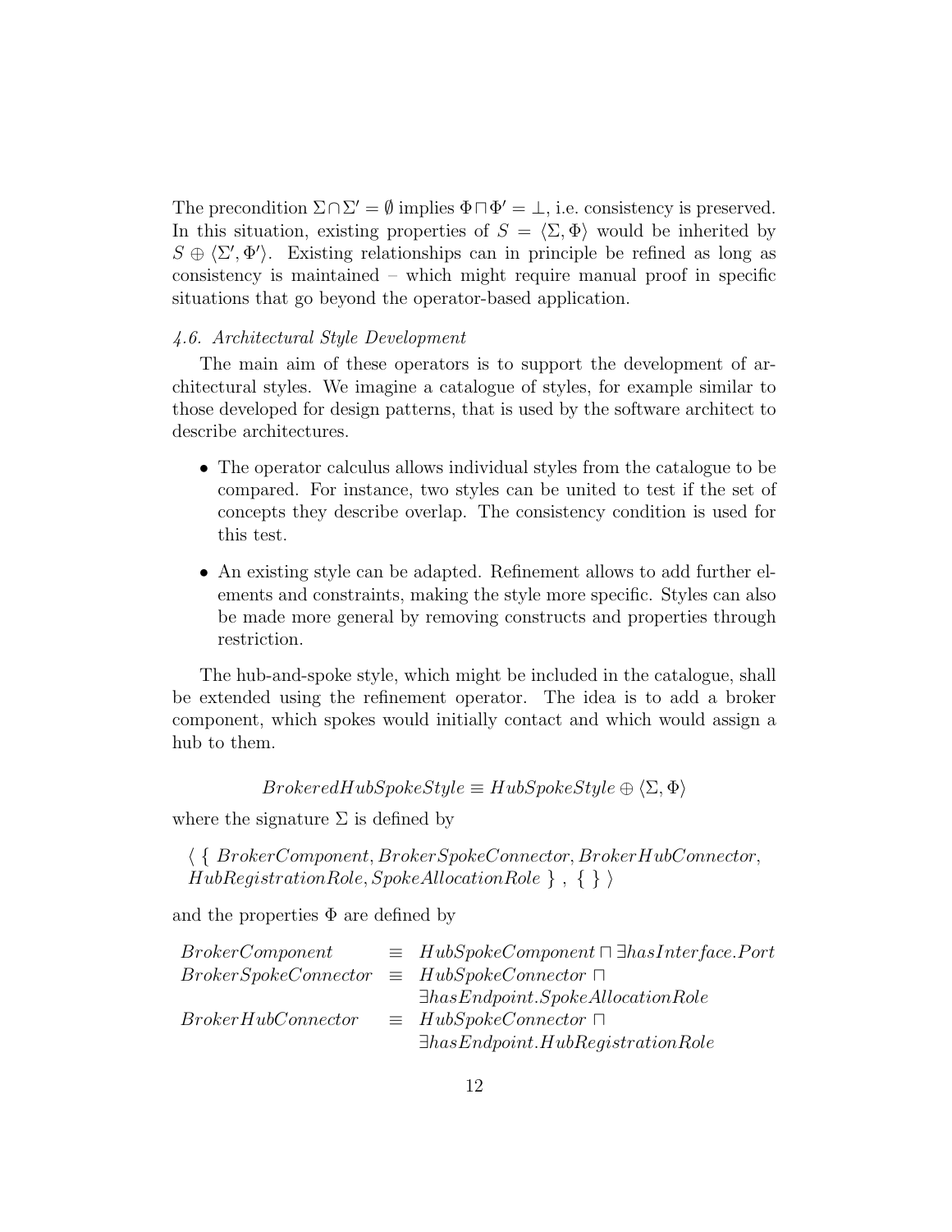The precondition $\Sigma \cap \Sigma' = \emptyset$ implies $\Phi \sqcap \Phi' = \bot$, i.e. consistency is preserved. In this situation, existing properties of $S = \langle \Sigma, \Phi \rangle$ would be inherited by $S \oplus \langle \Sigma', \Phi' \rangle$. Existing relationships can in principle be refined as long as consistency is maintained – which might require manual proof in specific situations that go beyond the operator-based application.

### *4.6. Architectural Style Development*

The main aim of these operators is to support the development of architectural styles. We imagine a catalogue of styles, for example similar to those developed for design patterns, that is used by the software architect to describe architectures.

- The operator calculus allows individual styles from the catalogue to be compared. For instance, two styles can be united to test if the set of concepts they describe overlap. The consistency condition is used for this test.
- An existing style can be adapted. Refinement allows to add further elements and constraints, making the style more specific. Styles can also be made more general by removing constructs and properties through restriction.

The hub-and-spoke style, which might be included in the catalogue, shall be extended using the refinement operator. The idea is to add a broker component, which spokes would initially contact and which would assign a hub to them.

$$BrokeredHubSpokeStyle \equiv HubSpokeStyle \oplus \langle \Sigma, \Phi \rangle$$

where the signature $\Sigma$ is defined by

$$\langle \; \{ \; BrokerComponent, BrokerSpokeConnector, BrokerHubConnector, HubRegistrationRole, SpokeAllocationRole \; \} \; , \; \{ \; \} \; \rangle$$

and the properties $\Phi$ are defined by

$$\begin{array}{lcl}
BrokerComponent & \equiv & HubSpokeComponent \sqcap \exists hasInterface.Port \\
BrokerSpokeConnector & \equiv & HubSpokeConnector \sqcap \\
 & & \exists hasEndpoint.SpokeAllocationRole \\
BrokerHubConnector & \equiv & HubSpokeConnector \sqcap \\
 & & \exists hasEndpoint.HubRegistrationRole
\end{array}$$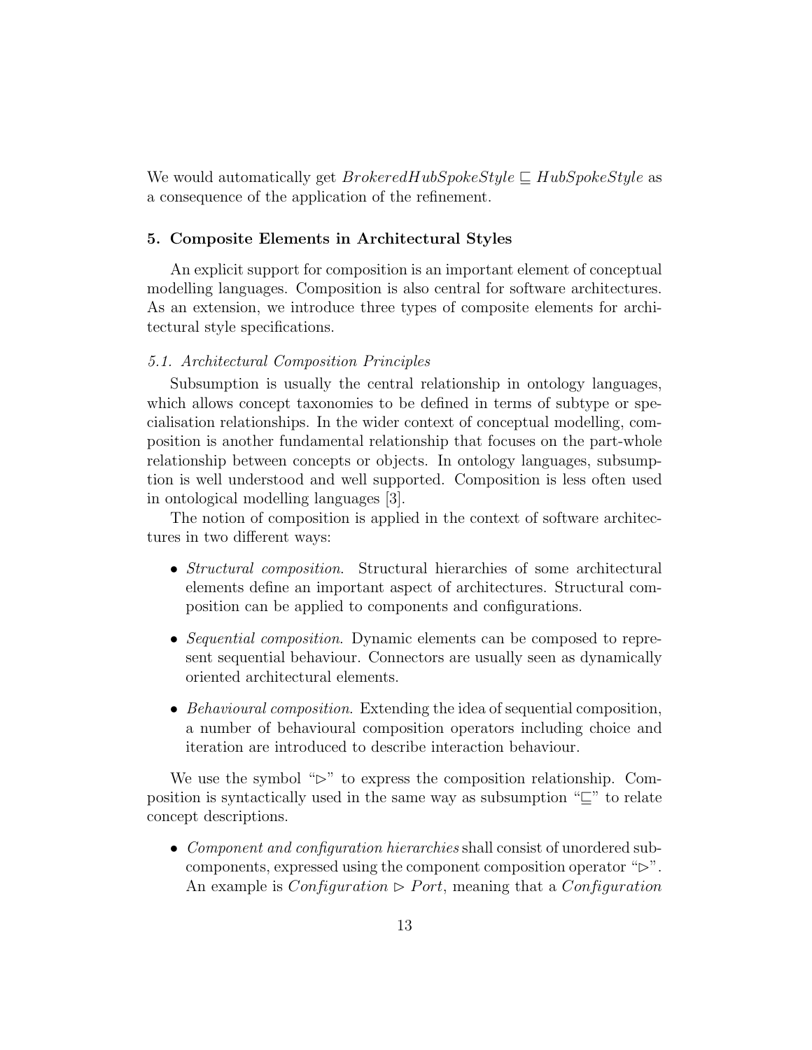We would automatically get $BrokeredHubSpokeStyle \sqsubseteq HubSpokeStyle$ as a consequence of the application of the refinement.

## 5. Composite Elements in Architectural Styles

An explicit support for composition is an important element of conceptual modelling languages. Composition is also central for software architectures. As an extension, we introduce three types of composite elements for architectural style specifications.

### *5.1. Architectural Composition Principles*

Subsumption is usually the central relationship in ontology languages, which allows concept taxonomies to be defined in terms of subtype or specialisation relationships. In the wider context of conceptual modelling, composition is another fundamental relationship that focuses on the part-whole relationship between concepts or objects. In ontology languages, subsumption is well understood and well supported. Composition is less often used in ontological modelling languages [3].

The notion of composition is applied in the context of software architectures in two different ways:

- *Structural composition.* Structural hierarchies of some architectural elements define an important aspect of architectures. Structural composition can be applied to components and configurations.
- *Sequential composition.* Dynamic elements can be composed to represent sequential behaviour. Connectors are usually seen as dynamically oriented architectural elements.
- *Behavioural composition.* Extending the idea of sequential composition, a number of behavioural composition operators including choice and iteration are introduced to describe interaction behaviour.

We use the symbol "$\triangleright$" to express the composition relationship. Composition is syntactically used in the same way as subsumption "$\sqsubseteq$" to relate concept descriptions.

- *Component and configuration hierarchies* shall consist of unordered subcomponents, expressed using the component composition operator "$\triangleright$". An example is $Configuration \triangleright Port$, meaning that a $Configuration$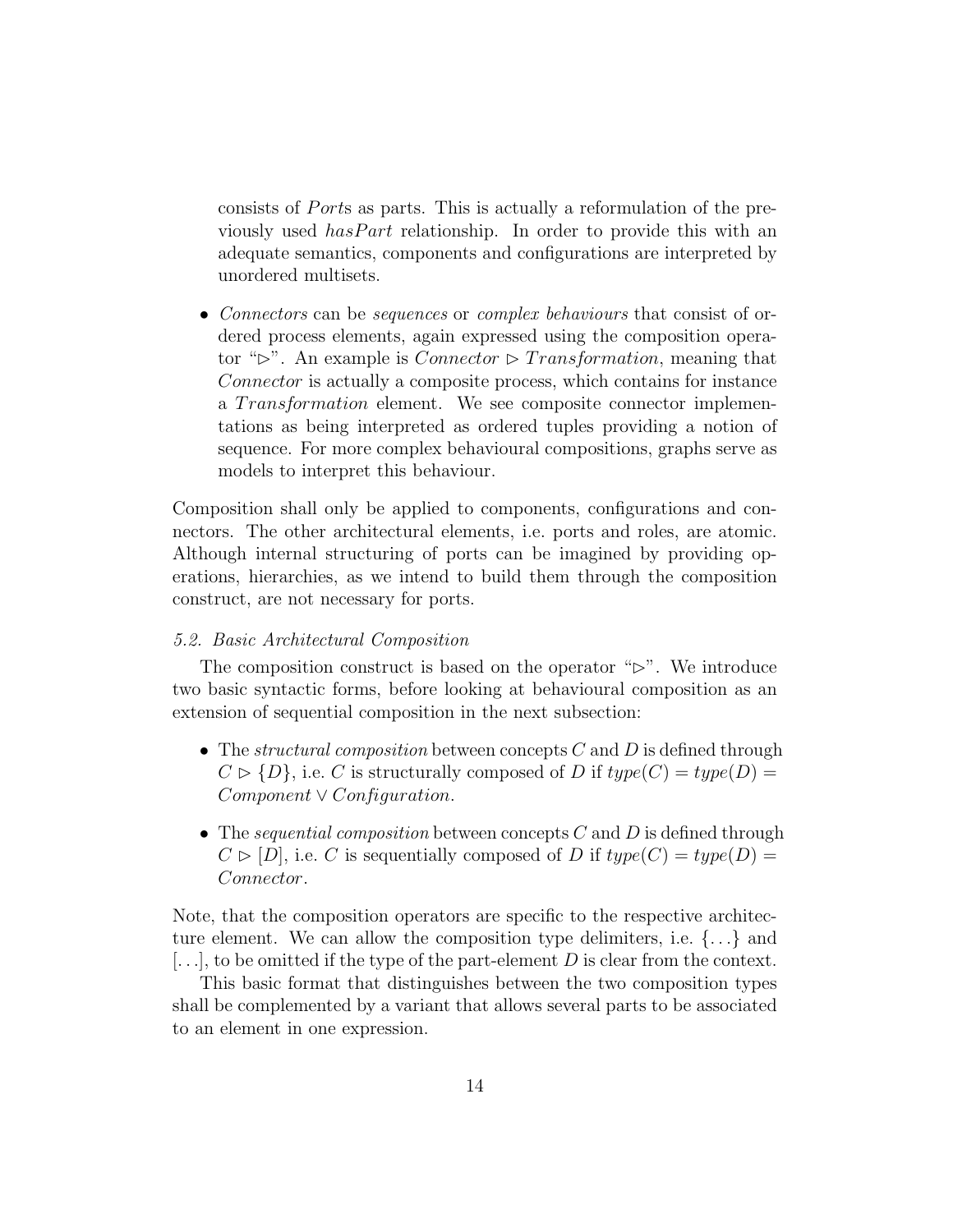consists of *Port*s as parts. This is actually a reformulation of the previously used *hasPart* relationship. In order to provide this with an adequate semantics, components and configurations are interpreted by unordered multisets.

- *Connectors* can be *sequences* or *complex behaviours* that consist of ordered process elements, again expressed using the composition operator "$\rhd$". An example is $Connector \rhd Transformation$, meaning that $Connector$ is actually a composite process, which contains for instance a $Transformation$ element. We see composite connector implementations as being interpreted as ordered tuples providing a notion of sequence. For more complex behavioural compositions, graphs serve as models to interpret this behaviour.

Composition shall only be applied to components, configurations and connectors. The other architectural elements, i.e. ports and roles, are atomic. Although internal structuring of ports can be imagined by providing operations, hierarchies, as we intend to build them through the composition construct, are not necessary for ports.

### *5.2. Basic Architectural Composition*

The composition construct is based on the operator "$\rhd$". We introduce two basic syntactic forms, before looking at behavioural composition as an extension of sequential composition in the next subsection:

- The *structural composition* between concepts $C$ and $D$ is defined through $C \rhd \{D\}$, i.e. $C$ is structurally composed of $D$ if $type(C) = type(D) = Component \vee Configuration$.

- The *sequential composition* between concepts $C$ and $D$ is defined through $C \rhd [D]$, i.e. $C$ is sequentially composed of $D$ if $type(C) = type(D) = Connector$.

Note, that the composition operators are specific to the respective architecture element. We can allow the composition type delimiters, i.e. $\{\ldots\}$ and $[\ldots]$, to be omitted if the type of the part-element $D$ is clear from the context.

This basic format that distinguishes between the two composition types shall be complemented by a variant that allows several parts to be associated to an element in one expression.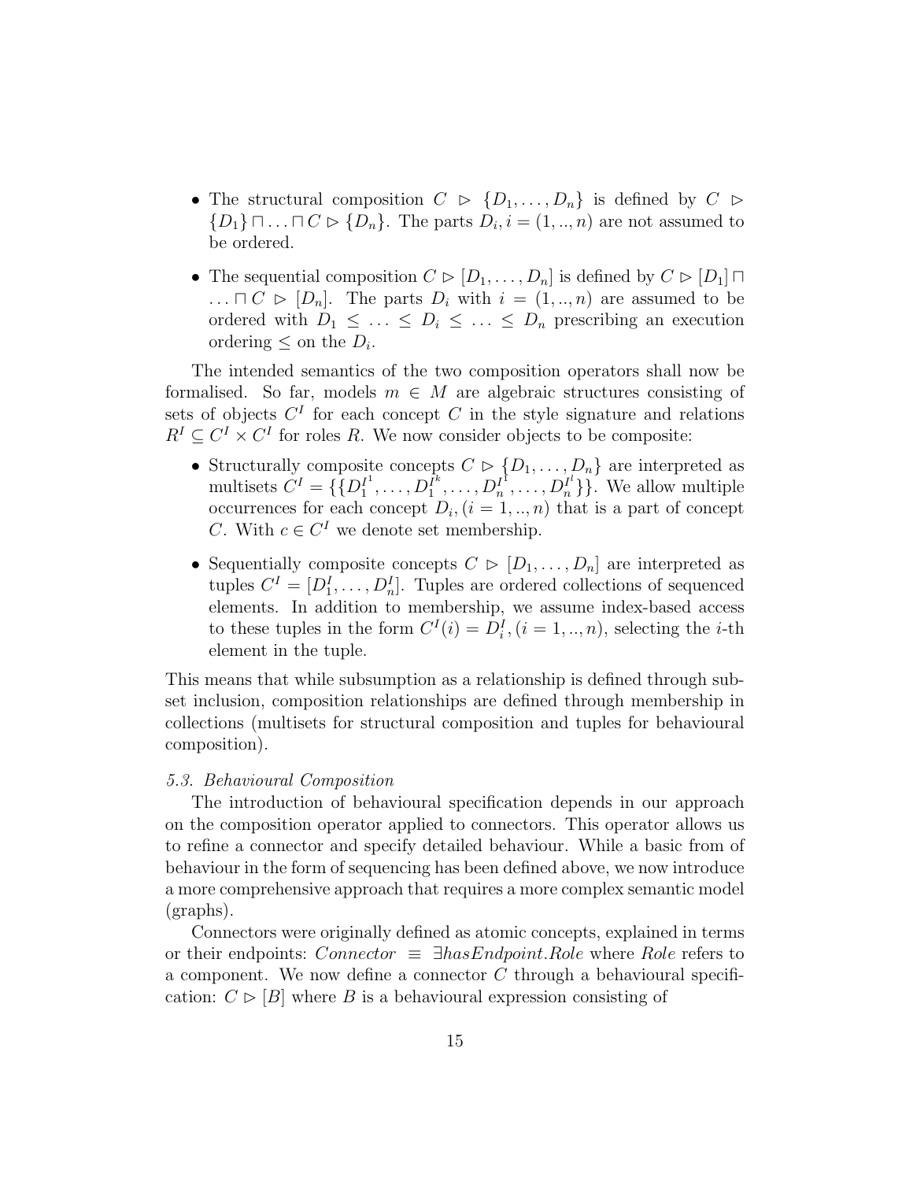- The structural composition $C \rhd \{D_1, \ldots, D_n\}$ is defined by $C \rhd \{D_1\} \sqcap \ldots \sqcap C \rhd \{D_n\}$. The parts $D_i, i = (1, .., n)$ are not assumed to be ordered.
- The sequential composition $C \rhd [D_1, \ldots, D_n]$ is defined by $C \rhd [D_1] \sqcap \ldots \sqcap C \rhd [D_n]$. The parts $D_i$ with $i = (1, .., n)$ are assumed to be ordered with $D_1 \leq \ldots \leq D_i \leq \ldots \leq D_n$ prescribing an execution ordering $\leq$ on the $D_i$.

The intended semantics of the two composition operators shall now be formalised. So far, models $m \in M$ are algebraic structures consisting of sets of objects $C^I$ for each concept $C$ in the style signature and relations $R^I \subseteq C^I \times C^I$ for roles $R$. We now consider objects to be composite:

- Structurally composite concepts $C \rhd \{D_1, \ldots, D_n\}$ are interpreted as multisets $C^I = \{\{D_1^{I^1}, \ldots, D_1^{I^k}, \ldots, D_n^{I^1}, \ldots, D_n^{I^l}\}\}$. We allow multiple occurrences for each concept $D_i, (i = 1, .., n)$ that is a part of concept $C$. With $c \in C^I$ we denote set membership.
- Sequentially composite concepts $C \rhd [D_1, \ldots, D_n]$ are interpreted as tuples $C^I = [D_1^I, \ldots, D_n^I]$. Tuples are ordered collections of sequenced elements. In addition to membership, we assume index-based access to these tuples in the form $C^I(i) = D_i^I, (i = 1, .., n)$, selecting the $i$-th element in the tuple.

This means that while subsumption as a relationship is defined through subset inclusion, composition relationships are defined through membership in collections (multisets for structural composition and tuples for behavioural composition).

### *5.3. Behavioural Composition*

The introduction of behavioural specification depends in our approach on the composition operator applied to connectors. This operator allows us to refine a connector and specify detailed behaviour. While a basic from of behaviour in the form of sequencing has been defined above, we now introduce a more comprehensive approach that requires a more complex semantic model (graphs).

Connectors were originally defined as atomic concepts, explained in terms or their endpoints: $Connector \equiv \exists hasEndpoint.Role$ where $Role$ refers to a component. We now define a connector $C$ through a behavioural specification: $C \rhd [B]$ where $B$ is a behavioural expression consisting of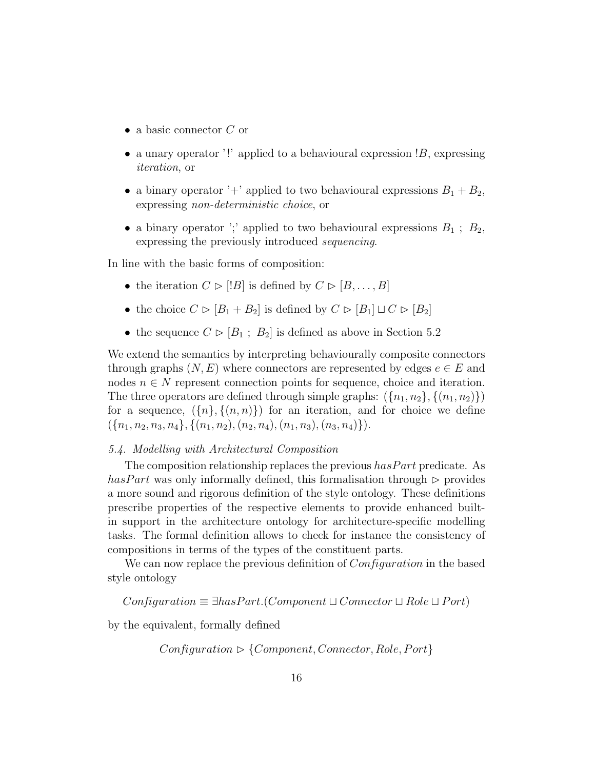- a basic connector $C$ or
- a unary operator '!' applied to a behavioural expression $!B$, expressing *iteration*, or
- a binary operator '+' applied to two behavioural expressions $B_1 + B_2$, expressing *non-deterministic choice*, or
- a binary operator ';' applied to two behavioural expressions $B_1 \ ; \ B_2$, expressing the previously introduced *sequencing*.

In line with the basic forms of composition:

- the iteration $C \rhd [!B]$ is defined by $C \rhd [B, \ldots, B]$
- the choice $C \rhd [B_1 + B_2]$ is defined by $C \rhd [B_1] \sqcup C \rhd [B_2]$
- the sequence $C \rhd [B_1 \ ; \ B_2]$ is defined as above in Section 5.2

We extend the semantics by interpreting behaviourally composite connectors through graphs $(N, E)$ where connectors are represented by edges $e \in E$ and nodes $n \in N$ represent connection points for sequence, choice and iteration. The three operators are defined through simple graphs: $(\{n_1, n_2\}, \{(n_1, n_2)\})$ for a sequence, $(\{n\}, \{(n, n)\})$ for an iteration, and for choice we define $(\{n_1, n_2, n_3, n_4\}, \{(n_1, n_2), (n_2, n_4), (n_1, n_3), (n_3, n_4)\})$.

### *5.4. Modelling with Architectural Composition*

The composition relationship replaces the previous $hasPart$ predicate. As $hasPart$ was only informally defined, this formalisation through $\rhd$ provides a more sound and rigorous definition of the style ontology. These definitions prescribe properties of the respective elements to provide enhanced built-in support in the architecture ontology for architecture-specific modelling tasks. The formal definition allows to check for instance the consistency of compositions in terms of the types of the constituent parts.

We can now replace the previous definition of *Configuration* in the based style ontology

$$Configuration \equiv \exists hasPart.(Component \sqcup Connector \sqcup Role \sqcup Port)$$

by the equivalent, formally defined

$$Configuration \rhd \{Component, Connector, Role, Port\}$$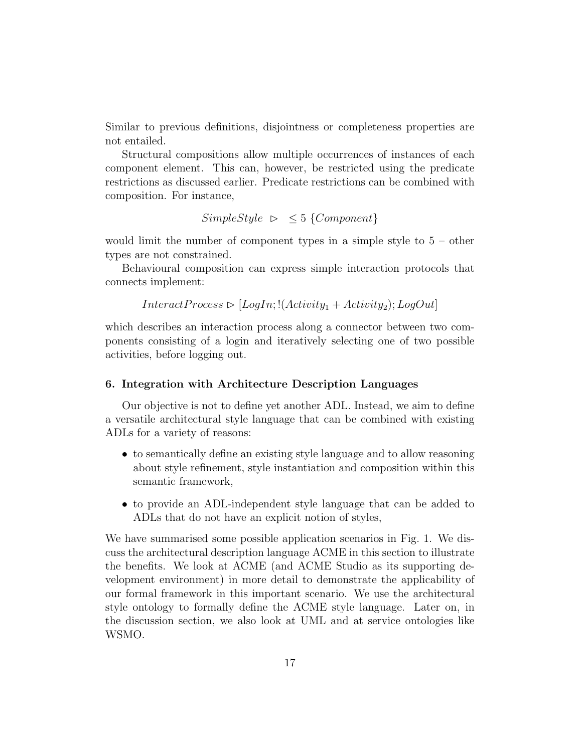Similar to previous definitions, disjointness or completeness properties are not entailed.

Structural compositions allow multiple occurrences of instances of each component element. This can, however, be restricted using the predicate restrictions as discussed earlier. Predicate restrictions can be combined with composition. For instance,

$$SimpleStyle \;\; \rhd \;\; \leq 5 \; \{Component\}$$

would limit the number of component types in a simple style to 5 – other types are not constrained.

Behavioural composition can express simple interaction protocols that connects implement:

$$InteractProcess \rhd [LogIn; !(Activity_1 + Activity_2); LogOut]$$

which describes an interaction process along a connector between two components consisting of a login and iteratively selecting one of two possible activities, before logging out.

### 6. Integration with Architecture Description Languages

Our objective is not to define yet another ADL. Instead, we aim to define a versatile architectural style language that can be combined with existing ADLs for a variety of reasons:

- to semantically define an existing style language and to allow reasoning about style refinement, style instantiation and composition within this semantic framework,
- to provide an ADL-independent style language that can be added to ADLs that do not have an explicit notion of styles,

We have summarised some possible application scenarios in Fig. 1. We discuss the architectural description language ACME in this section to illustrate the benefits. We look at ACME (and ACME Studio as its supporting development environment) in more detail to demonstrate the applicability of our formal framework in this important scenario. We use the architectural style ontology to formally define the ACME style language. Later on, in the discussion section, we also look at UML and at service ontologies like WSMO.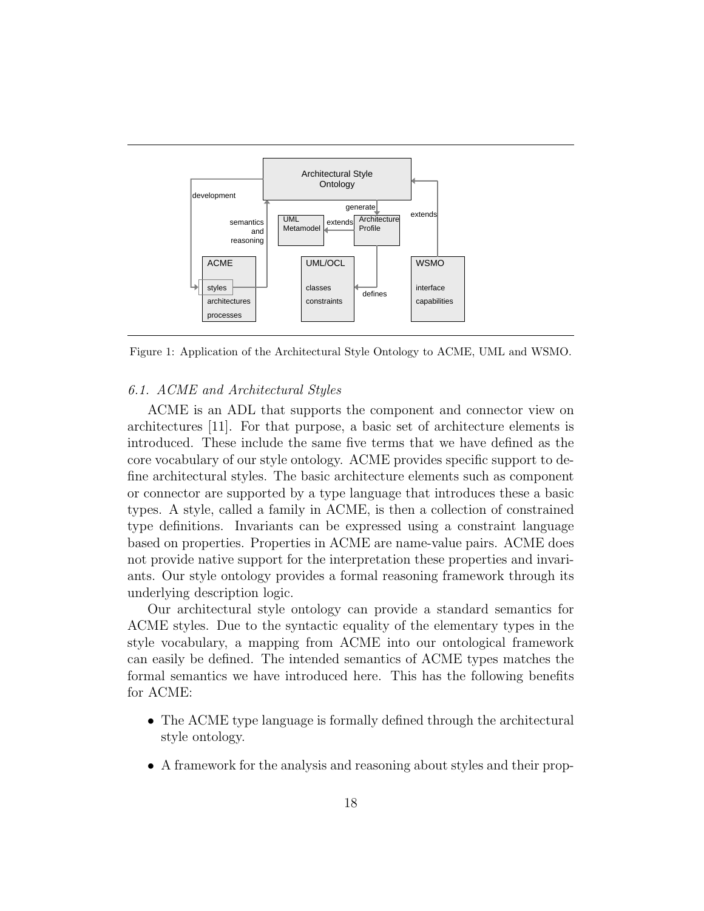Architectural Style Ontology

development

semantics and reasoning

generate

extends

UML Metamodel

Architecture Profile

extends

ACME

styles

architectures

processes

UML/OCL

classes

constraints

defines

WSMO

interface

capabilities

Figure 1: Application of the Architectural Style Ontology to ACME, UML and WSMO.

### *6.1. ACME and Architectural Styles*

ACME is an ADL that supports the component and connector view on architectures [11]. For that purpose, a basic set of architecture elements is introduced. These include the same five terms that we have defined as the core vocabulary of our style ontology. ACME provides specific support to define architectural styles. The basic architecture elements such as component or connector are supported by a type language that introduces these a basic types. A style, called a family in ACME, is then a collection of constrained type definitions. Invariants can be expressed using a constraint language based on properties. Properties in ACME are name-value pairs. ACME does not provide native support for the interpretation these properties and invariants. Our style ontology provides a formal reasoning framework through its underlying description logic.

Our architectural style ontology can provide a standard semantics for ACME styles. Due to the syntactic equality of the elementary types in the style vocabulary, a mapping from ACME into our ontological framework can easily be defined. The intended semantics of ACME types matches the formal semantics we have introduced here. This has the following benefits for ACME:

- The ACME type language is formally defined through the architectural style ontology.
- A framework for the analysis and reasoning about styles and their prop-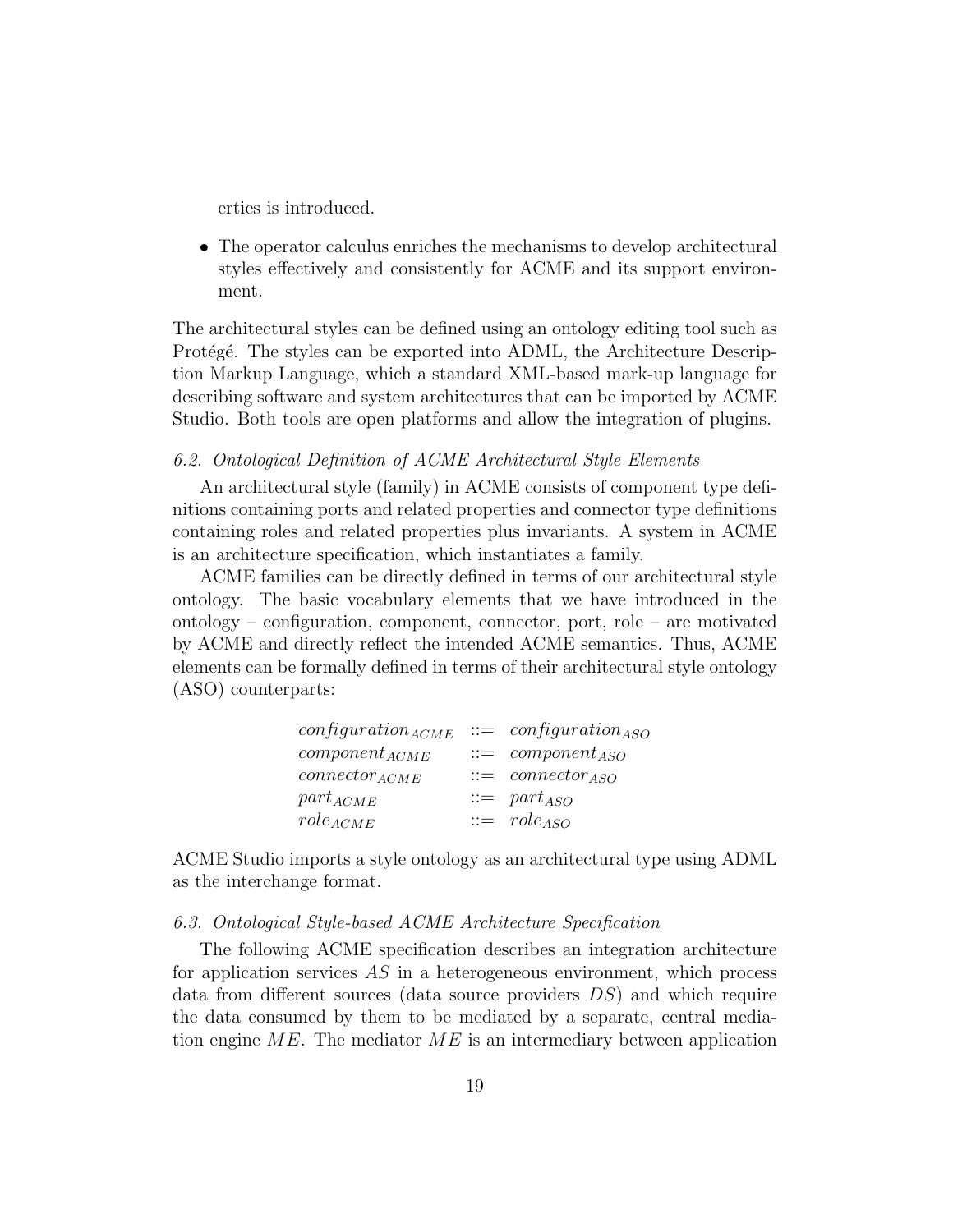erties is introduced.

- The operator calculus enriches the mechanisms to develop architectural styles effectively and consistently for ACME and its support environment.

The architectural styles can be defined using an ontology editing tool such as Protégé. The styles can be exported into ADML, the Architecture Description Markup Language, which a standard XML-based mark-up language for describing software and system architectures that can be imported by ACME Studio. Both tools are open platforms and allow the integration of plugins.

### *6.2. Ontological Definition of ACME Architectural Style Elements*

An architectural style (family) in ACME consists of component type definitions containing ports and related properties and connector type definitions containing roles and related properties plus invariants. A system in ACME is an architecture specification, which instantiates a family.

ACME families can be directly defined in terms of our architectural style ontology. The basic vocabulary elements that we have introduced in the ontology – configuration, component, connector, port, role – are motivated by ACME and directly reflect the intended ACME semantics. Thus, ACME elements can be formally defined in terms of their architectural style ontology (ASO) counterparts:

$$
\begin{array}{lcl}
configuration_{ACME} & ::= & configuration_{ASO} \\
component_{ACME} & ::= & component_{ASO} \\
connector_{ACME} & ::= & connector_{ASO} \\
part_{ACME} & ::= & part_{ASO} \\
role_{ACME} & ::= & role_{ASO}
\end{array}
$$

ACME Studio imports a style ontology as an architectural type using ADML as the interchange format.

### *6.3. Ontological Style-based ACME Architecture Specification*

The following ACME specification describes an integration architecture for application services $AS$ in a heterogeneous environment, which process data from different sources (data source providers $DS$) and which require the data consumed by them to be mediated by a separate, central mediation engine $ME$. The mediator $ME$ is an intermediary between application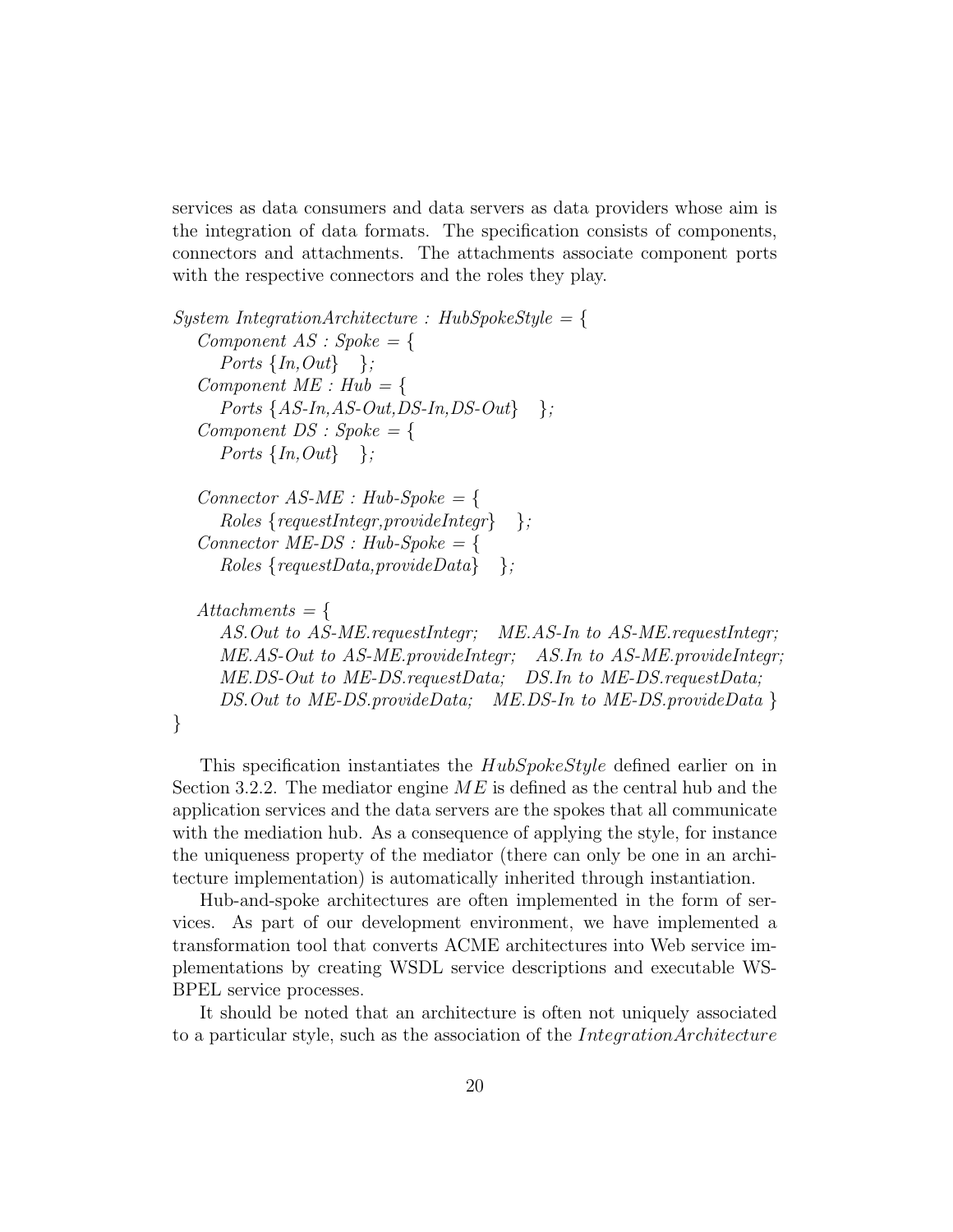services as data consumers and data servers as data providers whose aim is the integration of data formats. The specification consists of components, connectors and attachments. The attachments associate component ports with the respective connectors and the roles they play.

```
System IntegrationArchitecture : HubSpokeStyle = {
   Component AS : Spoke = {
      Ports {In,Out}   };
   Component ME : Hub = {
      Ports {AS-In,AS-Out,DS-In,DS-Out}   };
   Component DS : Spoke = {
      Ports {In,Out}   };

   Connector AS-ME : Hub-Spoke = {
      Roles {requestIntegr,provideIntegr}   };
   Connector ME-DS : Hub-Spoke = {
      Roles {requestData,provideData}   };

   Attachments = {
      AS.Out to AS-ME.requestIntegr;   ME.AS-In to AS-ME.requestIntegr;
      ME.AS-Out to AS-ME.provideIntegr;   AS.In to AS-ME.provideIntegr;
      ME.DS-Out to ME-DS.requestData;   DS.In to ME-DS.requestData;
      DS.Out to ME-DS.provideData;   ME.DS-In to ME-DS.provideData }
}
```

This specification instantiates the *HubSpokeStyle* defined earlier on in Section 3.2.2. The mediator engine *ME* is defined as the central hub and the application services and the data servers are the spokes that all communicate with the mediation hub. As a consequence of applying the style, for instance the uniqueness property of the mediator (there can only be one in an architecture implementation) is automatically inherited through instantiation.

Hub-and-spoke architectures are often implemented in the form of services. As part of our development environment, we have implemented a transformation tool that converts ACME architectures into Web service implementations by creating WSDL service descriptions and executable WS-BPEL service processes.

It should be noted that an architecture is often not uniquely associated to a particular style, such as the association of the *IntegrationArchitecture*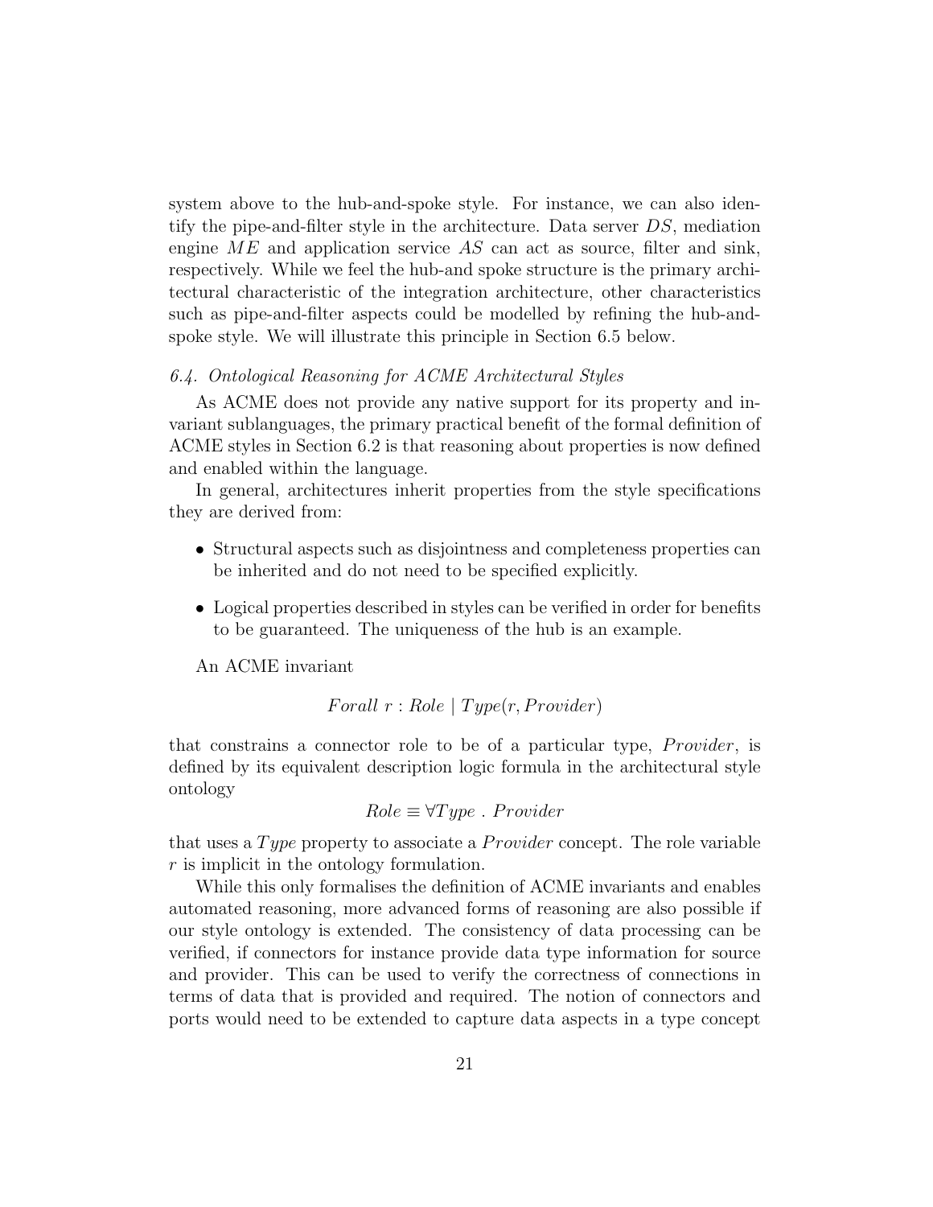system above to the hub-and-spoke style. For instance, we can also identify the pipe-and-filter style in the architecture. Data server $DS$, mediation engine $ME$ and application service $AS$ can act as source, filter and sink, respectively. While we feel the hub-and spoke structure is the primary architectural characteristic of the integration architecture, other characteristics such as pipe-and-filter aspects could be modelled by refining the hub-and-spoke style. We will illustrate this principle in Section 6.5 below.

### *6.4. Ontological Reasoning for ACME Architectural Styles*

As ACME does not provide any native support for its property and invariant sublanguages, the primary practical benefit of the formal definition of ACME styles in Section 6.2 is that reasoning about properties is now defined and enabled within the language.

In general, architectures inherit properties from the style specifications they are derived from:

- Structural aspects such as disjointness and completeness properties can be inherited and do not need to be specified explicitly.
- Logical properties described in styles can be verified in order for benefits to be guaranteed. The uniqueness of the hub is an example.

An ACME invariant

$$Forall\ r : Role \mid Type(r, Provider)$$

that constrains a connector role to be of a particular type, $Provider$, is defined by its equivalent description logic formula in the architectural style ontology

$$Role \equiv \forall Type\ .\ Provider$$

that uses a $Type$ property to associate a $Provider$ concept. The role variable $r$ is implicit in the ontology formulation.

While this only formalises the definition of ACME invariants and enables automated reasoning, more advanced forms of reasoning are also possible if our style ontology is extended. The consistency of data processing can be verified, if connectors for instance provide data type information for source and provider. This can be used to verify the correctness of connections in terms of data that is provided and required. The notion of connectors and ports would need to be extended to capture data aspects in a type concept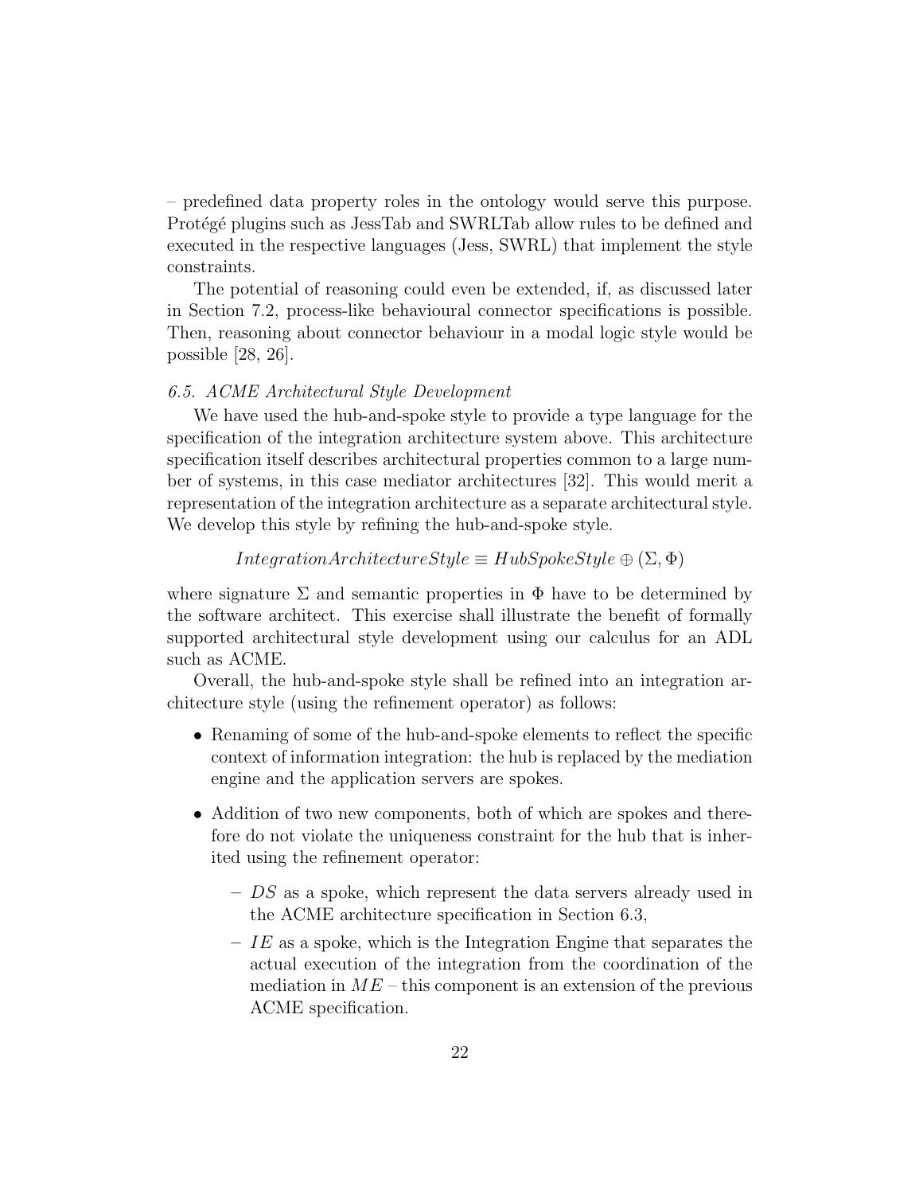– predefined data property roles in the ontology would serve this purpose. Protégé plugins such as JessTab and SWRLTab allow rules to be defined and executed in the respective languages (Jess, SWRL) that implement the style constraints.

The potential of reasoning could even be extended, if, as discussed later in Section 7.2, process-like behavioural connector specifications is possible. Then, reasoning about connector behaviour in a modal logic style would be possible [28, 26].

### *6.5. ACME Architectural Style Development*

We have used the hub-and-spoke style to provide a type language for the specification of the integration architecture system above. This architecture specification itself describes architectural properties common to a large number of systems, in this case mediator architectures [32]. This would merit a representation of the integration architecture as a separate architectural style. We develop this style by refining the hub-and-spoke style.

$$IntegrationArchitectureStyle \equiv HubSpokeStyle \oplus (\Sigma, \Phi)$$

where signature $\Sigma$ and semantic properties in $\Phi$ have to be determined by the software architect. This exercise shall illustrate the benefit of formally supported architectural style development using our calculus for an ADL such as ACME.

Overall, the hub-and-spoke style shall be refined into an integration architecture style (using the refinement operator) as follows:

- Renaming of some of the hub-and-spoke elements to reflect the specific context of information integration: the hub is replaced by the mediation engine and the application servers are spokes.
- Addition of two new components, both of which are spokes and therefore do not violate the uniqueness constraint for the hub that is inherited using the refinement operator:
  - $DS$ as a spoke, which represent the data servers already used in the ACME architecture specification in Section 6.3,
  - $IE$ as a spoke, which is the Integration Engine that separates the actual execution of the integration from the coordination of the mediation in $ME$ – this component is an extension of the previous ACME specification.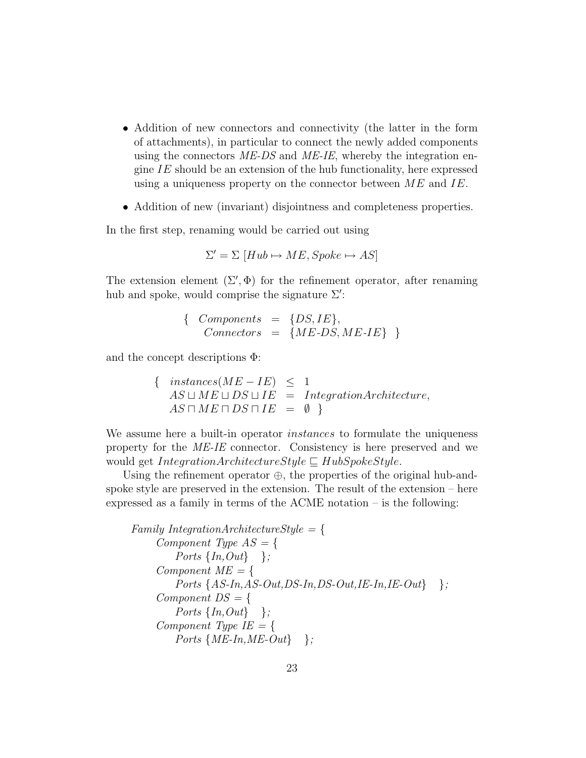- Addition of new connectors and connectivity (the latter in the form of attachments), in particular to connect the newly added components using the connectors *ME-DS* and *ME-IE*, whereby the integration engine $IE$ should be an extension of the hub functionality, here expressed using a uniqueness property on the connector between $ME$ and $IE$.
- Addition of new (invariant) disjointness and completeness properties.

In the first step, renaming would be carried out using

$$\Sigma' = \Sigma\ [Hub \mapsto ME, Spoke \mapsto AS]$$

The extension element $(\Sigma', \Phi)$ for the refinement operator, after renaming hub and spoke, would comprise the signature $\Sigma'$:

$$\begin{array}{lrcl} \{ & Components & = & \{DS, IE\}, \\ & Connectors & = & \{ME\text{-}DS, ME\text{-}IE\} \ \ \} \end{array}$$

and the concept descriptions $\Phi$:

$$\begin{array}{lrcl} \{ & instances(ME - IE) & \leq & 1 \\ & AS \sqcup ME \sqcup DS \sqcup IE & = & IntegrationArchitecture, \\ & AS \sqcap ME \sqcap DS \sqcap IE & = & \emptyset \ \ \} \end{array}$$

We assume here a built-in operator *instances* to formulate the uniqueness property for the *ME-IE* connector. Consistency is here preserved and we would get $IntegrationArchitectureStyle \sqsubseteq HubSpokeStyle$.

Using the refinement operator $\oplus$, the properties of the original hub-and-spoke style are preserved in the extension. The result of the extension – here expressed as a family in terms of the ACME notation – is the following:

```
Family IntegrationArchitectureStyle = {
    Component Type AS = {
        Ports {In,Out}   };
    Component ME = {
        Ports {AS-In,AS-Out,DS-In,DS-Out,IE-In,IE-Out}   };
    Component DS = {
        Ports {In,Out}   };
    Component Type IE = {
        Ports {ME-In,ME-Out}   };
```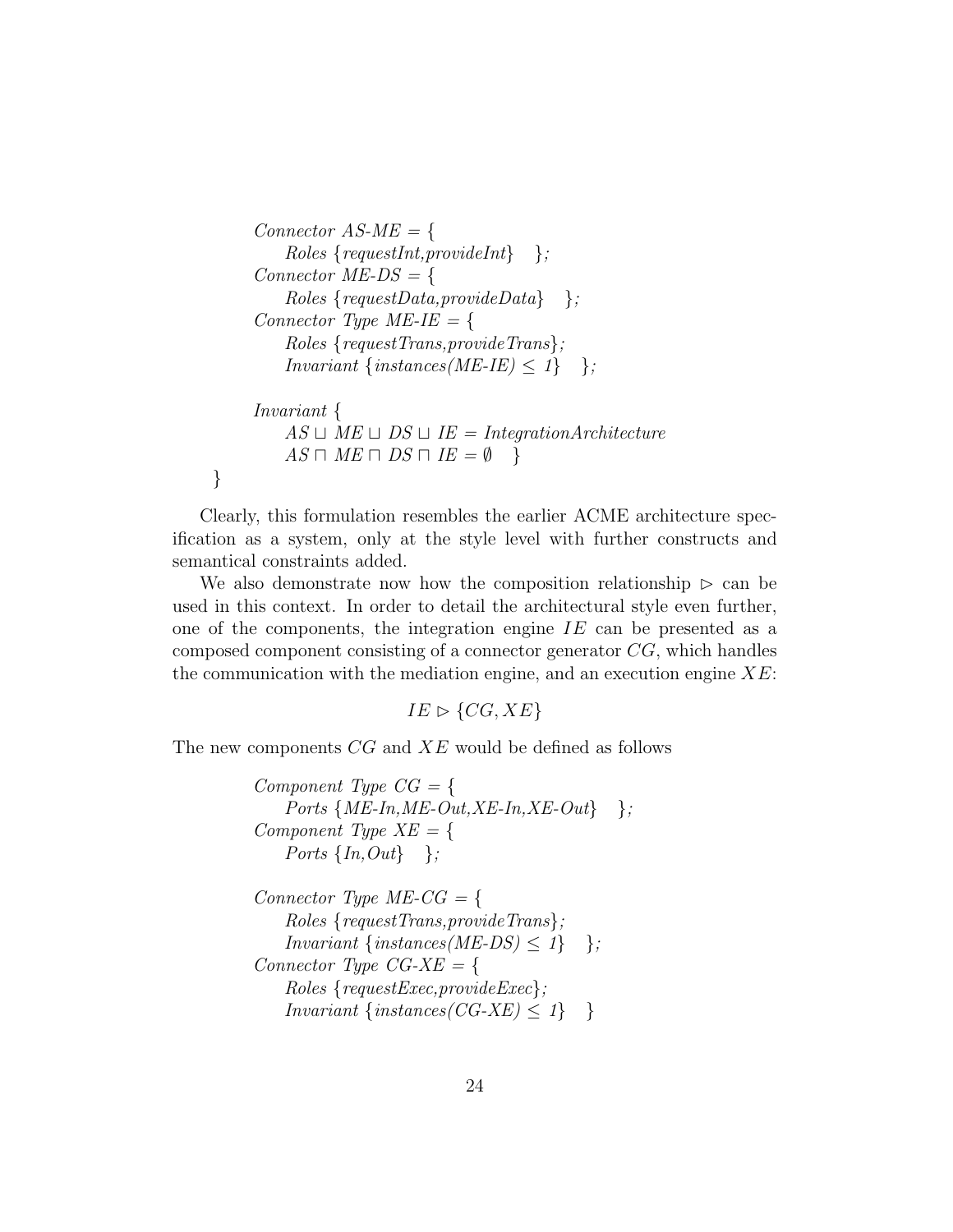```
Connector AS-ME = {
    Roles {requestInt,provideInt}   };
Connector ME-DS = {
    Roles {requestData,provideData}   };
Connector Type ME-IE = {
    Roles {requestTrans,provideTrans};
    Invariant {instances(ME-IE) ≤ 1}   };

Invariant {
    AS ⊔ ME ⊔ DS ⊔ IE = IntegrationArchitecture
    AS ⊓ ME ⊓ DS ⊓ IE = ∅   }
}
```

Clearly, this formulation resembles the earlier ACME architecture specification as a system, only at the style level with further constructs and semantical constraints added.

We also demonstrate now how the composition relationship $\rhd$ can be used in this context. In order to detail the architectural style even further, one of the components, the integration engine $IE$ can be presented as a composed component consisting of a connector generator $CG$, which handles the communication with the mediation engine, and an execution engine $XE$:

$$IE \rhd \{CG, XE\}$$

The new components $CG$ and $XE$ would be defined as follows

```
Component Type CG = {
    Ports {ME-In,ME-Out,XE-In,XE-Out}   };
Component Type XE = {
    Ports {In,Out}   };

Connector Type ME-CG = {
    Roles {requestTrans,provideTrans};
    Invariant {instances(ME-DS) ≤ 1}   };
Connector Type CG-XE = {
    Roles {requestExec,provideExec};
    Invariant {instances(CG-XE) ≤ 1}   }
```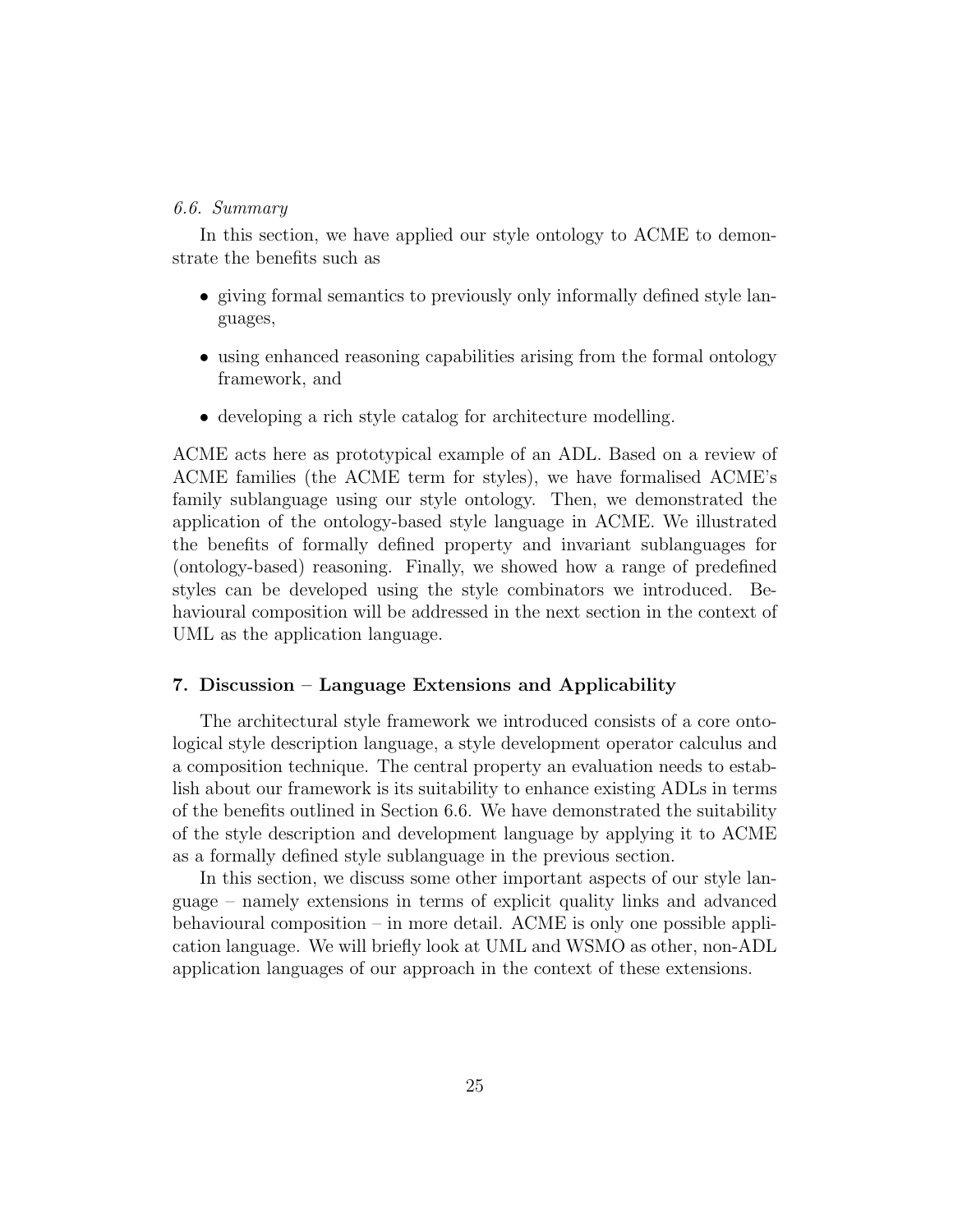### *6.6. Summary*

In this section, we have applied our style ontology to ACME to demonstrate the benefits such as

- giving formal semantics to previously only informally defined style languages,
- using enhanced reasoning capabilities arising from the formal ontology framework, and
- developing a rich style catalog for architecture modelling.

ACME acts here as prototypical example of an ADL. Based on a review of ACME families (the ACME term for styles), we have formalised ACME's family sublanguage using our style ontology. Then, we demonstrated the application of the ontology-based style language in ACME. We illustrated the benefits of formally defined property and invariant sublanguages for (ontology-based) reasoning. Finally, we showed how a range of predefined styles can be developed using the style combinators we introduced. Behavioural composition will be addressed in the next section in the context of UML as the application language.

## 7. Discussion – Language Extensions and Applicability

The architectural style framework we introduced consists of a core ontological style description language, a style development operator calculus and a composition technique. The central property an evaluation needs to establish about our framework is its suitability to enhance existing ADLs in terms of the benefits outlined in Section 6.6. We have demonstrated the suitability of the style description and development language by applying it to ACME as a formally defined style sublanguage in the previous section.

In this section, we discuss some other important aspects of our style language – namely extensions in terms of explicit quality links and advanced behavioural composition – in more detail. ACME is only one possible application language. We will briefly look at UML and WSMO as other, non-ADL application languages of our approach in the context of these extensions.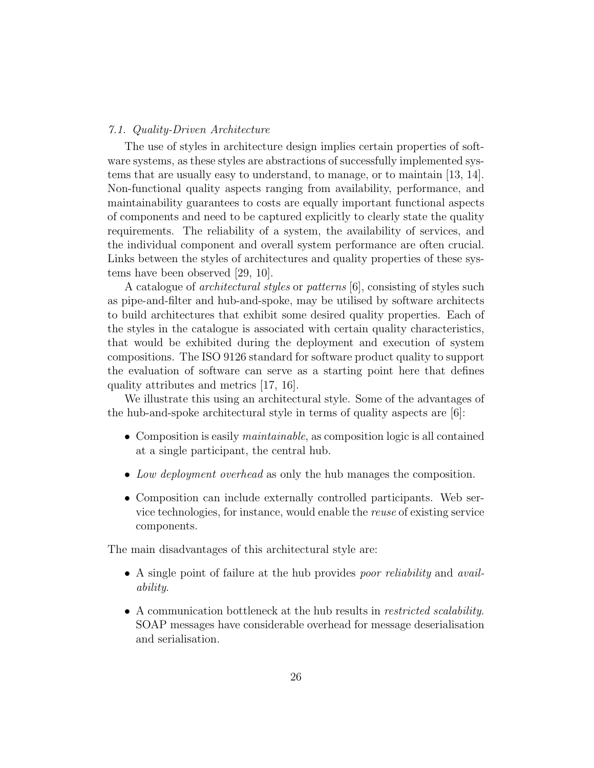*7.1. Quality-Driven Architecture*

The use of styles in architecture design implies certain properties of software systems, as these styles are abstractions of successfully implemented systems that are usually easy to understand, to manage, or to maintain [13, 14]. Non-functional quality aspects ranging from availability, performance, and maintainability guarantees to costs are equally important functional aspects of components and need to be captured explicitly to clearly state the quality requirements. The reliability of a system, the availability of services, and the individual component and overall system performance are often crucial. Links between the styles of architectures and quality properties of these systems have been observed [29, 10].

A catalogue of *architectural styles* or *patterns* [6], consisting of styles such as pipe-and-filter and hub-and-spoke, may be utilised by software architects to build architectures that exhibit some desired quality properties. Each of the styles in the catalogue is associated with certain quality characteristics, that would be exhibited during the deployment and execution of system compositions. The ISO 9126 standard for software product quality to support the evaluation of software can serve as a starting point here that defines quality attributes and metrics [17, 16].

We illustrate this using an architectural style. Some of the advantages of the hub-and-spoke architectural style in terms of quality aspects are [6]:

- Composition is easily *maintainable*, as composition logic is all contained at a single participant, the central hub.
- *Low deployment overhead* as only the hub manages the composition.
- Composition can include externally controlled participants. Web service technologies, for instance, would enable the *reuse* of existing service components.

The main disadvantages of this architectural style are:

- A single point of failure at the hub provides *poor reliability* and *availability*.
- A communication bottleneck at the hub results in *restricted scalability*. SOAP messages have considerable overhead for message deserialisation and serialisation.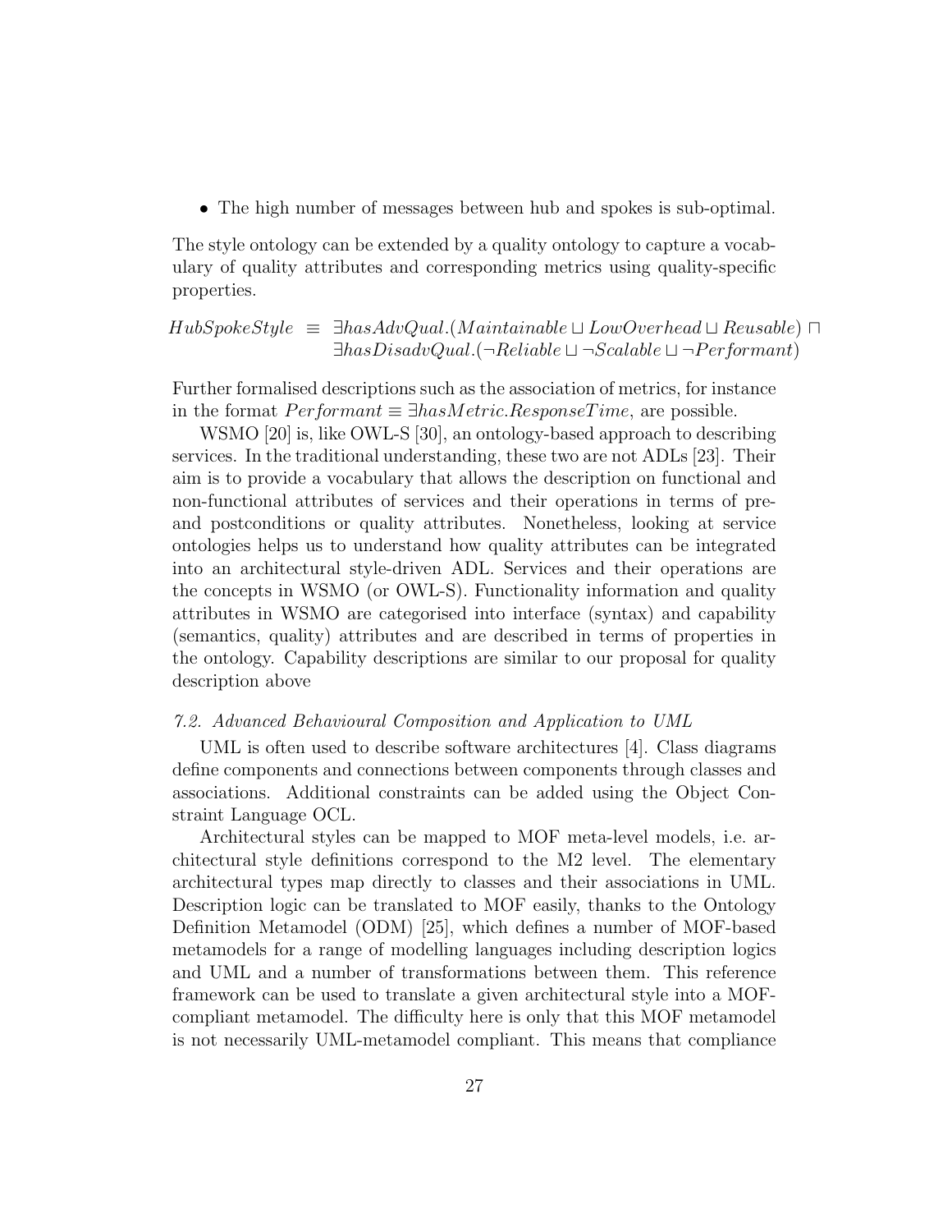- The high number of messages between hub and spokes is sub-optimal.

The style ontology can be extended by a quality ontology to capture a vocabulary of quality attributes and corresponding metrics using quality-specific properties.

$$
\begin{aligned}
HubSpokeStyle \;\equiv\; & \exists hasAdvQual.(Maintainable \sqcup LowOverhead \sqcup Reusable) \sqcap \\
& \exists hasDisadvQual.(\neg Reliable \sqcup \neg Scalable \sqcup \neg Performant)
\end{aligned}
$$

Further formalised descriptions such as the association of metrics, for instance in the format $Performant \equiv \exists hasMetric.ResponseTime$, are possible.

WSMO [20] is, like OWL-S [30], an ontology-based approach to describing services. In the traditional understanding, these two are not ADLs [23]. Their aim is to provide a vocabulary that allows the description on functional and non-functional attributes of services and their operations in terms of pre- and postconditions or quality attributes. Nonetheless, looking at service ontologies helps us to understand how quality attributes can be integrated into an architectural style-driven ADL. Services and their operations are the concepts in WSMO (or OWL-S). Functionality information and quality attributes in WSMO are categorised into interface (syntax) and capability (semantics, quality) attributes and are described in terms of properties in the ontology. Capability descriptions are similar to our proposal for quality description above

*7.2. Advanced Behavioural Composition and Application to UML*

UML is often used to describe software architectures [4]. Class diagrams define components and connections between components through classes and associations. Additional constraints can be added using the Object Constraint Language OCL.

Architectural styles can be mapped to MOF meta-level models, i.e. architectural style definitions correspond to the M2 level. The elementary architectural types map directly to classes and their associations in UML. Description logic can be translated to MOF easily, thanks to the Ontology Definition Metamodel (ODM) [25], which defines a number of MOF-based metamodels for a range of modelling languages including description logics and UML and a number of transformations between them. This reference framework can be used to translate a given architectural style into a MOF-compliant metamodel. The difficulty here is only that this MOF metamodel is not necessarily UML-metamodel compliant. This means that compliance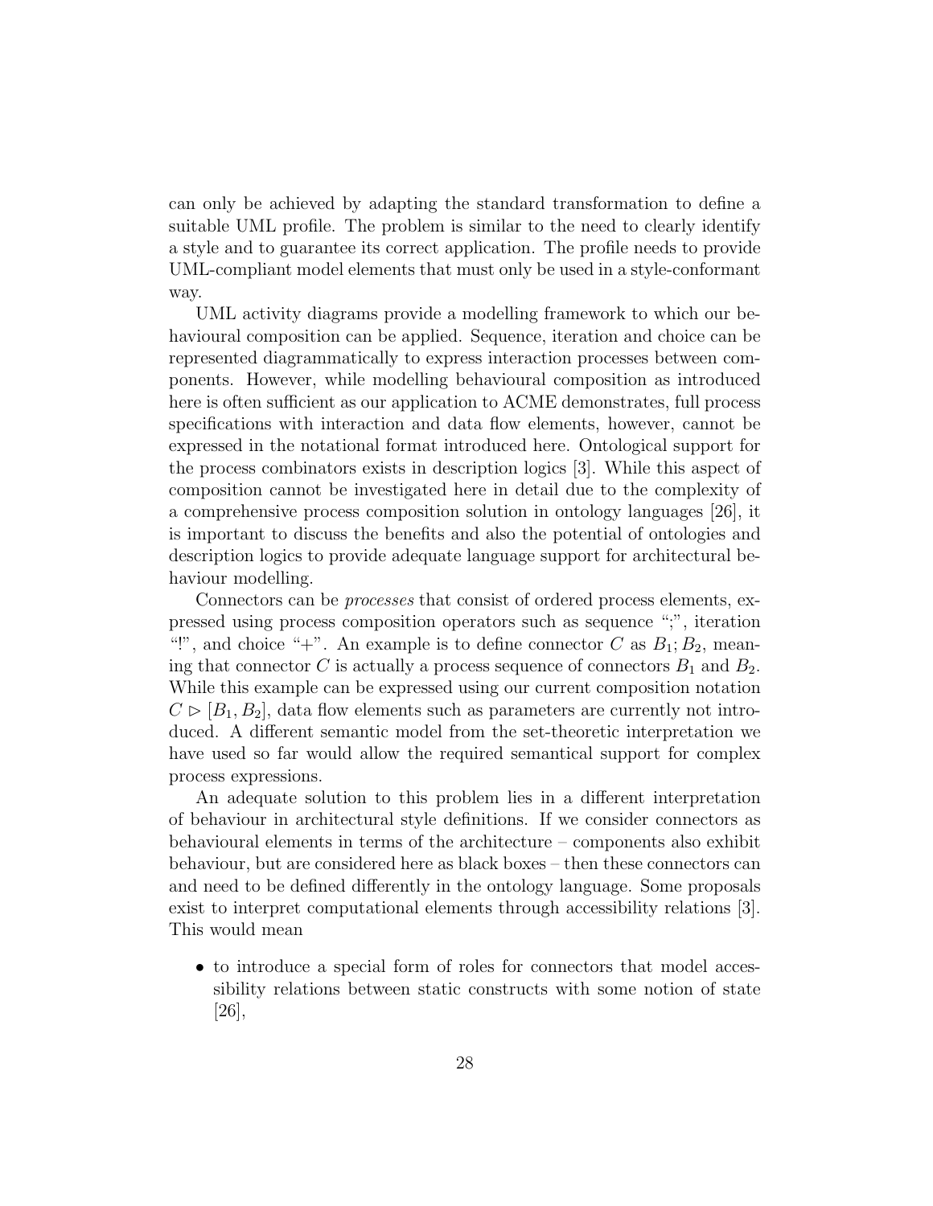can only be achieved by adapting the standard transformation to define a suitable UML profile. The problem is similar to the need to clearly identify a style and to guarantee its correct application. The profile needs to provide UML-compliant model elements that must only be used in a style-conformant way.

UML activity diagrams provide a modelling framework to which our behavioural composition can be applied. Sequence, iteration and choice can be represented diagrammatically to express interaction processes between components. However, while modelling behavioural composition as introduced here is often sufficient as our application to ACME demonstrates, full process specifications with interaction and data flow elements, however, cannot be expressed in the notational format introduced here. Ontological support for the process combinators exists in description logics [3]. While this aspect of composition cannot be investigated here in detail due to the complexity of a comprehensive process composition solution in ontology languages [26], it is important to discuss the benefits and also the potential of ontologies and description logics to provide adequate language support for architectural behaviour modelling.

Connectors can be *processes* that consist of ordered process elements, expressed using process composition operators such as sequence ";", iteration "!", and choice "+". An example is to define connector $C$ as $B_1; B_2$, meaning that connector $C$ is actually a process sequence of connectors $B_1$ and $B_2$. While this example can be expressed using our current composition notation $C \rhd [B_1, B_2]$, data flow elements such as parameters are currently not introduced. A different semantic model from the set-theoretic interpretation we have used so far would allow the required semantical support for complex process expressions.

An adequate solution to this problem lies in a different interpretation of behaviour in architectural style definitions. If we consider connectors as behavioural elements in terms of the architecture – components also exhibit behaviour, but are considered here as black boxes – then these connectors can and need to be defined differently in the ontology language. Some proposals exist to interpret computational elements through accessibility relations [3]. This would mean

- to introduce a special form of roles for connectors that model accessibility relations between static constructs with some notion of state [26],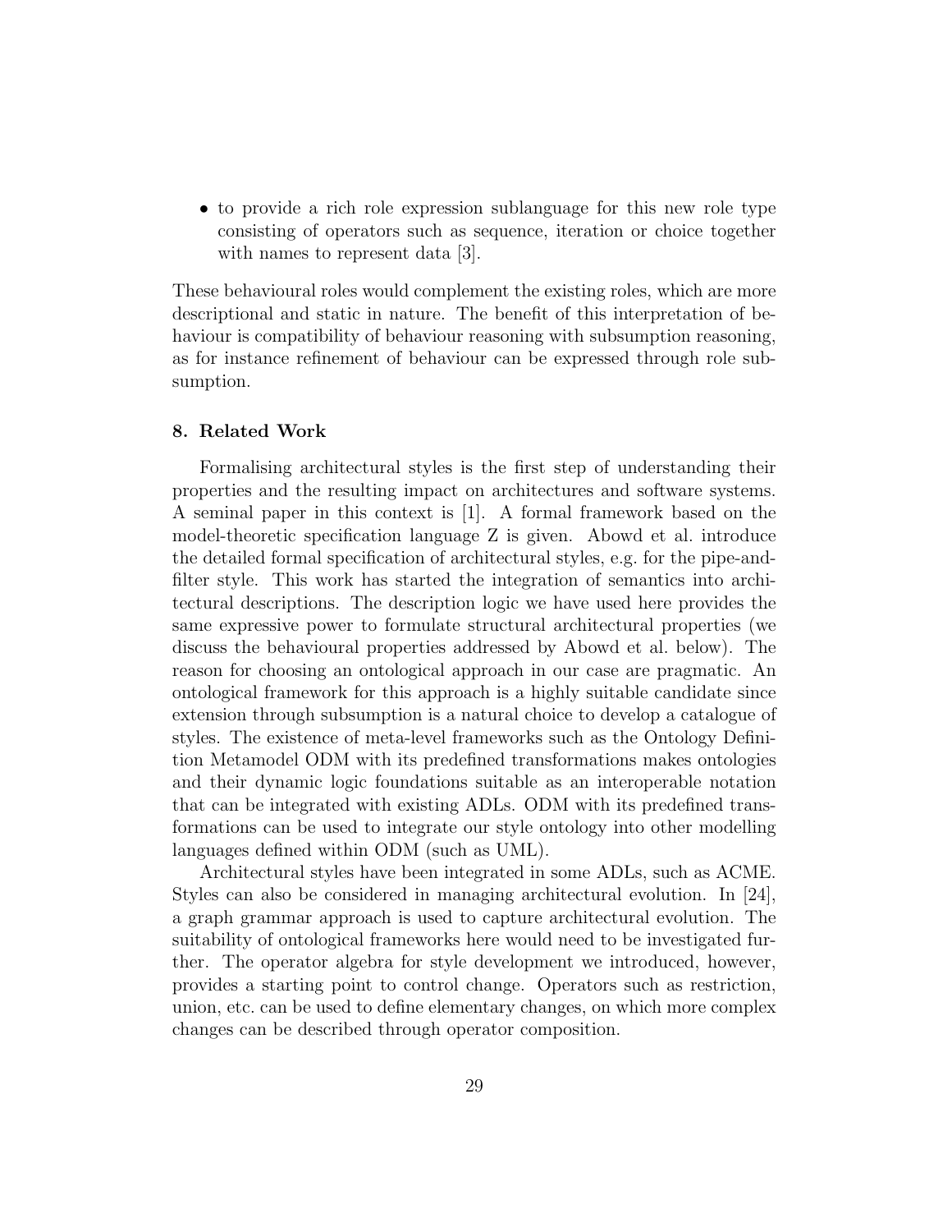- to provide a rich role expression sublanguage for this new role type consisting of operators such as sequence, iteration or choice together with names to represent data [3].

These behavioural roles would complement the existing roles, which are more descriptional and static in nature. The benefit of this interpretation of behaviour is compatibility of behaviour reasoning with subsumption reasoning, as for instance refinement of behaviour can be expressed through role subsumption.

### 8. Related Work

Formalising architectural styles is the first step of understanding their properties and the resulting impact on architectures and software systems. A seminal paper in this context is [1]. A formal framework based on the model-theoretic specification language Z is given. Abowd et al. introduce the detailed formal specification of architectural styles, e.g. for the pipe-and-filter style. This work has started the integration of semantics into architectural descriptions. The description logic we have used here provides the same expressive power to formulate structural architectural properties (we discuss the behavioural properties addressed by Abowd et al. below). The reason for choosing an ontological approach in our case are pragmatic. An ontological framework for this approach is a highly suitable candidate since extension through subsumption is a natural choice to develop a catalogue of styles. The existence of meta-level frameworks such as the Ontology Definition Metamodel ODM with its predefined transformations makes ontologies and their dynamic logic foundations suitable as an interoperable notation that can be integrated with existing ADLs. ODM with its predefined transformations can be used to integrate our style ontology into other modelling languages defined within ODM (such as UML).

Architectural styles have been integrated in some ADLs, such as ACME. Styles can also be considered in managing architectural evolution. In [24], a graph grammar approach is used to capture architectural evolution. The suitability of ontological frameworks here would need to be investigated further. The operator algebra for style development we introduced, however, provides a starting point to control change. Operators such as restriction, union, etc. can be used to define elementary changes, on which more complex changes can be described through operator composition.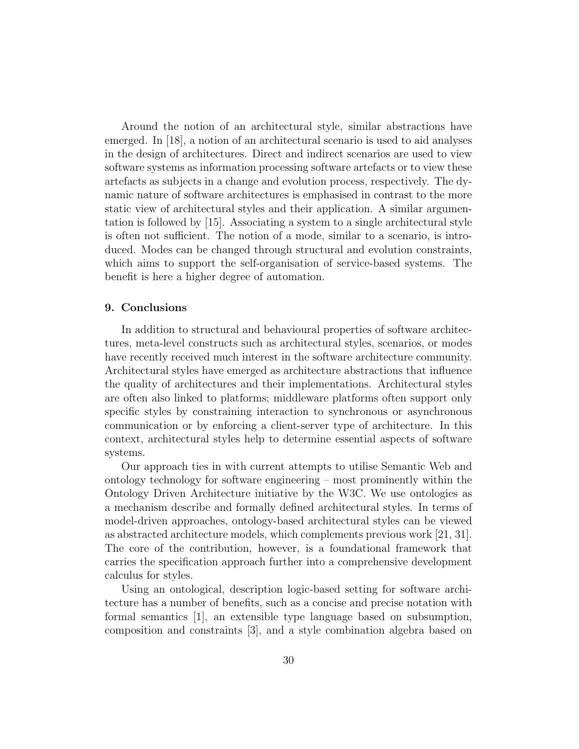Around the notion of an architectural style, similar abstractions have emerged. In [18], a notion of an architectural scenario is used to aid analyses in the design of architectures. Direct and indirect scenarios are used to view software systems as information processing software artefacts or to view these artefacts as subjects in a change and evolution process, respectively. The dynamic nature of software architectures is emphasised in contrast to the more static view of architectural styles and their application. A similar argumentation is followed by [15]. Associating a system to a single architectural style is often not sufficient. The notion of a mode, similar to a scenario, is introduced. Modes can be changed through structural and evolution constraints, which aims to support the self-organisation of service-based systems. The benefit is here a higher degree of automation.

## 9. Conclusions

In addition to structural and behavioural properties of software architectures, meta-level constructs such as architectural styles, scenarios, or modes have recently received much interest in the software architecture community. Architectural styles have emerged as architecture abstractions that influence the quality of architectures and their implementations. Architectural styles are often also linked to platforms; middleware platforms often support only specific styles by constraining interaction to synchronous or asynchronous communication or by enforcing a client-server type of architecture. In this context, architectural styles help to determine essential aspects of software systems.

Our approach ties in with current attempts to utilise Semantic Web and ontology technology for software engineering – most prominently within the Ontology Driven Architecture initiative by the W3C. We use ontologies as a mechanism describe and formally defined architectural styles. In terms of model-driven approaches, ontology-based architectural styles can be viewed as abstracted architecture models, which complements previous work [21, 31]. The core of the contribution, however, is a foundational framework that carries the specification approach further into a comprehensive development calculus for styles.

Using an ontological, description logic-based setting for software architecture has a number of benefits, such as a concise and precise notation with formal semantics [1], an extensible type language based on subsumption, composition and constraints [3], and a style combination algebra based on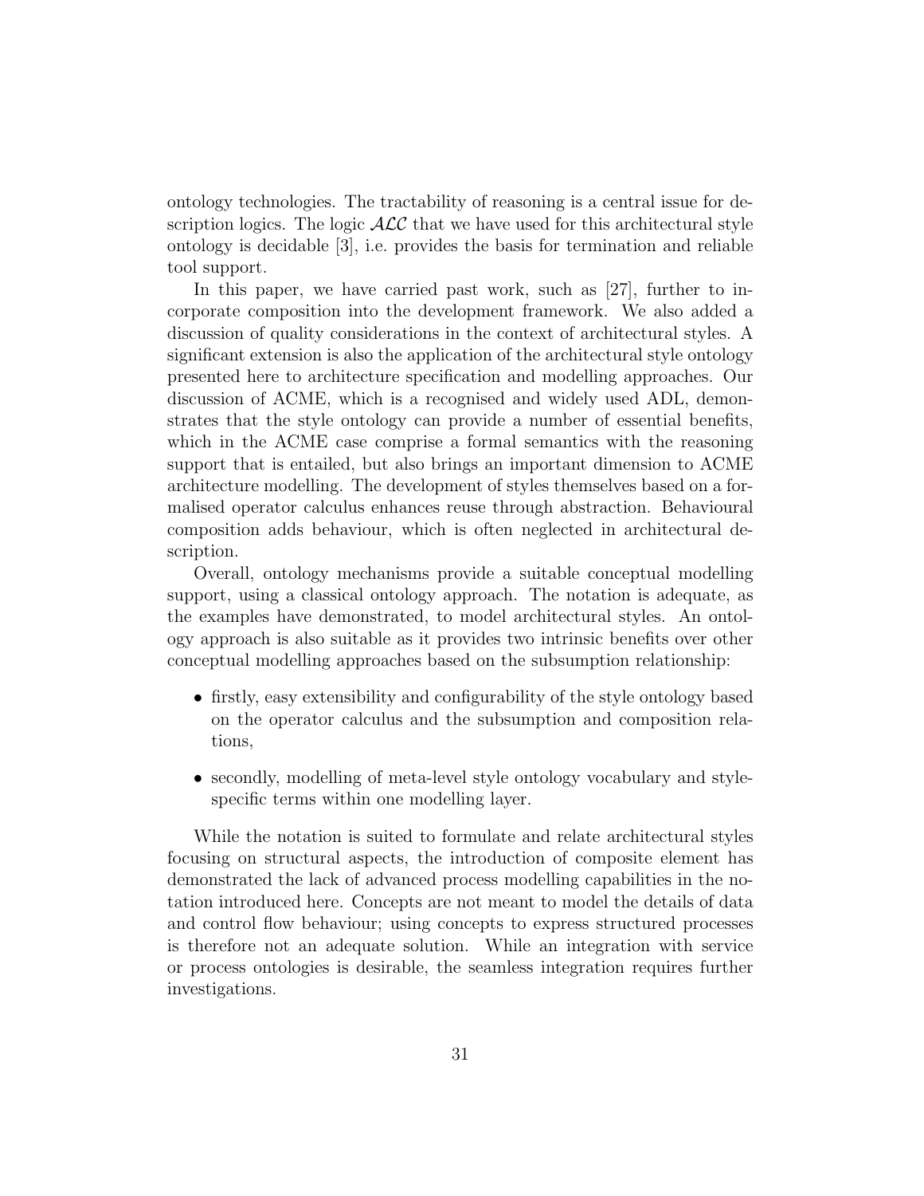ontology technologies. The tractability of reasoning is a central issue for description logics. The logic $\mathcal{ALC}$ that we have used for this architectural style ontology is decidable [3], i.e. provides the basis for termination and reliable tool support.

In this paper, we have carried past work, such as [27], further to incorporate composition into the development framework. We also added a discussion of quality considerations in the context of architectural styles. A significant extension is also the application of the architectural style ontology presented here to architecture specification and modelling approaches. Our discussion of ACME, which is a recognised and widely used ADL, demonstrates that the style ontology can provide a number of essential benefits, which in the ACME case comprise a formal semantics with the reasoning support that is entailed, but also brings an important dimension to ACME architecture modelling. The development of styles themselves based on a formalised operator calculus enhances reuse through abstraction. Behavioural composition adds behaviour, which is often neglected in architectural description.

Overall, ontology mechanisms provide a suitable conceptual modelling support, using a classical ontology approach. The notation is adequate, as the examples have demonstrated, to model architectural styles. An ontology approach is also suitable as it provides two intrinsic benefits over other conceptual modelling approaches based on the subsumption relationship:

- firstly, easy extensibility and configurability of the style ontology based on the operator calculus and the subsumption and composition relations,
- secondly, modelling of meta-level style ontology vocabulary and style-specific terms within one modelling layer.

While the notation is suited to formulate and relate architectural styles focusing on structural aspects, the introduction of composite element has demonstrated the lack of advanced process modelling capabilities in the notation introduced here. Concepts are not meant to model the details of data and control flow behaviour; using concepts to express structured processes is therefore not an adequate solution. While an integration with service or process ontologies is desirable, the seamless integration requires further investigations.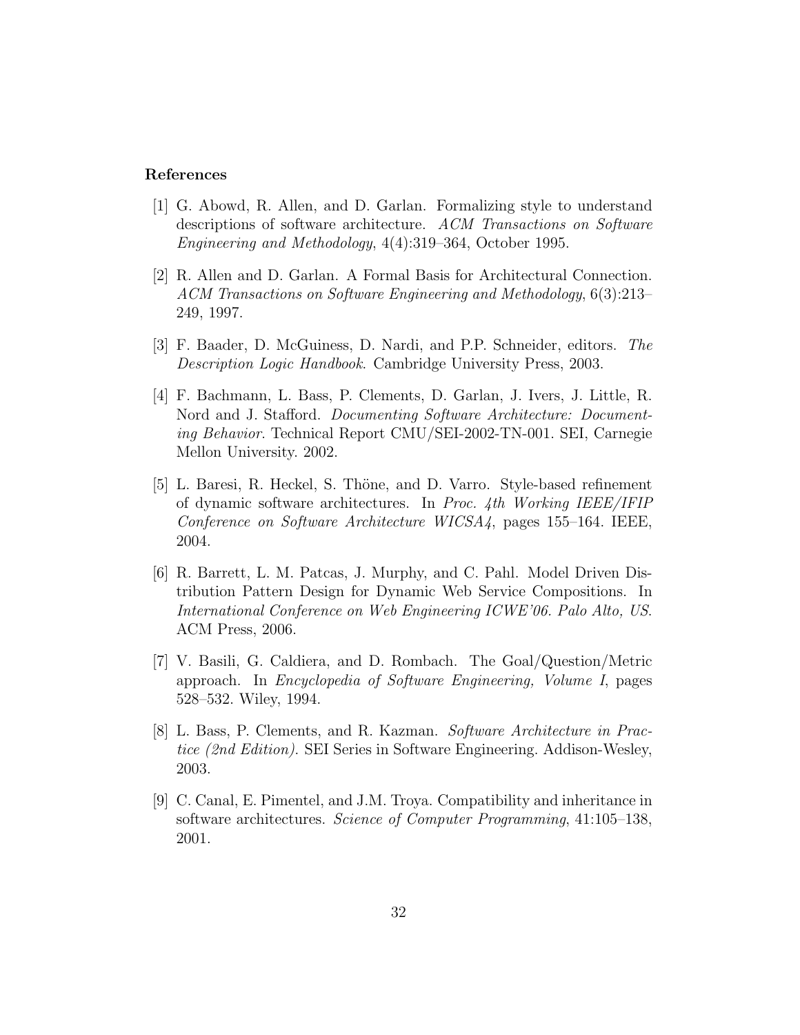## References

[1] G. Abowd, R. Allen, and D. Garlan. Formalizing style to understand descriptions of software architecture. *ACM Transactions on Software Engineering and Methodology*, 4(4):319–364, October 1995.

[2] R. Allen and D. Garlan. A Formal Basis for Architectural Connection. *ACM Transactions on Software Engineering and Methodology*, 6(3):213–249, 1997.

[3] F. Baader, D. McGuiness, D. Nardi, and P.P. Schneider, editors. *The Description Logic Handbook*. Cambridge University Press, 2003.

[4] F. Bachmann, L. Bass, P. Clements, D. Garlan, J. Ivers, J. Little, R. Nord and J. Stafford. *Documenting Software Architecture: Documenting Behavior*. Technical Report CMU/SEI-2002-TN-001. SEI, Carnegie Mellon University. 2002.

[5] L. Baresi, R. Heckel, S. Thöne, and D. Varro. Style-based refinement of dynamic software architectures. In *Proc. 4th Working IEEE/IFIP Conference on Software Architecture WICSA4*, pages 155–164. IEEE, 2004.

[6] R. Barrett, L. M. Patcas, J. Murphy, and C. Pahl. Model Driven Distribution Pattern Design for Dynamic Web Service Compositions. In *International Conference on Web Engineering ICWE'06. Palo Alto, US*. ACM Press, 2006.

[7] V. Basili, G. Caldiera, and D. Rombach. The Goal/Question/Metric approach. In *Encyclopedia of Software Engineering, Volume I*, pages 528–532. Wiley, 1994.

[8] L. Bass, P. Clements, and R. Kazman. *Software Architecture in Practice (2nd Edition)*. SEI Series in Software Engineering. Addison-Wesley, 2003.

[9] C. Canal, E. Pimentel, and J.M. Troya. Compatibility and inheritance in software architectures. *Science of Computer Programming*, 41:105–138, 2001.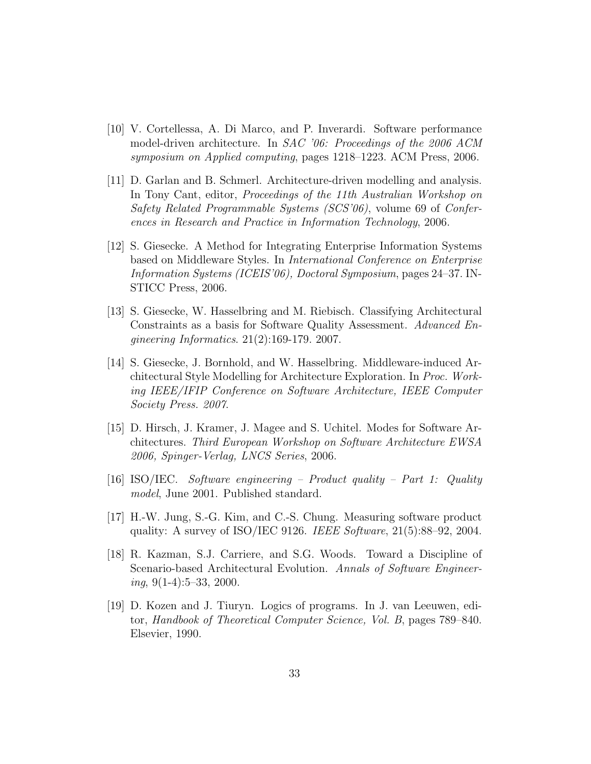[10] V. Cortellessa, A. Di Marco, and P. Inverardi. Software performance model-driven architecture. In *SAC '06: Proceedings of the 2006 ACM symposium on Applied computing*, pages 1218–1223. ACM Press, 2006.

[11] D. Garlan and B. Schmerl. Architecture-driven modelling and analysis. In Tony Cant, editor, *Proceedings of the 11th Australian Workshop on Safety Related Programmable Systems (SCS'06)*, volume 69 of *Conferences in Research and Practice in Information Technology*, 2006.

[12] S. Giesecke. A Method for Integrating Enterprise Information Systems based on Middleware Styles. In *International Conference on Enterprise Information Systems (ICEIS'06), Doctoral Symposium*, pages 24–37. INSTICC Press, 2006.

[13] S. Giesecke, W. Hasselbring and M. Riebisch. Classifying Architectural Constraints as a basis for Software Quality Assessment. *Advanced Engineering Informatics*. 21(2):169-179. 2007.

[14] S. Giesecke, J. Bornhold, and W. Hasselbring. Middleware-induced Architectural Style Modelling for Architecture Exploration. In *Proc. Working IEEE/IFIP Conference on Software Architecture, IEEE Computer Society Press. 2007*.

[15] D. Hirsch, J. Kramer, J. Magee and S. Uchitel. Modes for Software Architectures. *Third European Workshop on Software Architecture EWSA 2006, Spinger-Verlag, LNCS Series*, 2006.

[16] ISO/IEC. *Software engineering – Product quality – Part 1: Quality model*, June 2001. Published standard.

[17] H.-W. Jung, S.-G. Kim, and C.-S. Chung. Measuring software product quality: A survey of ISO/IEC 9126. *IEEE Software*, 21(5):88–92, 2004.

[18] R. Kazman, S.J. Carriere, and S.G. Woods. Toward a Discipline of Scenario-based Architectural Evolution. *Annals of Software Engineering*, 9(1-4):5–33, 2000.

[19] D. Kozen and J. Tiuryn. Logics of programs. In J. van Leeuwen, editor, *Handbook of Theoretical Computer Science, Vol. B*, pages 789–840. Elsevier, 1990.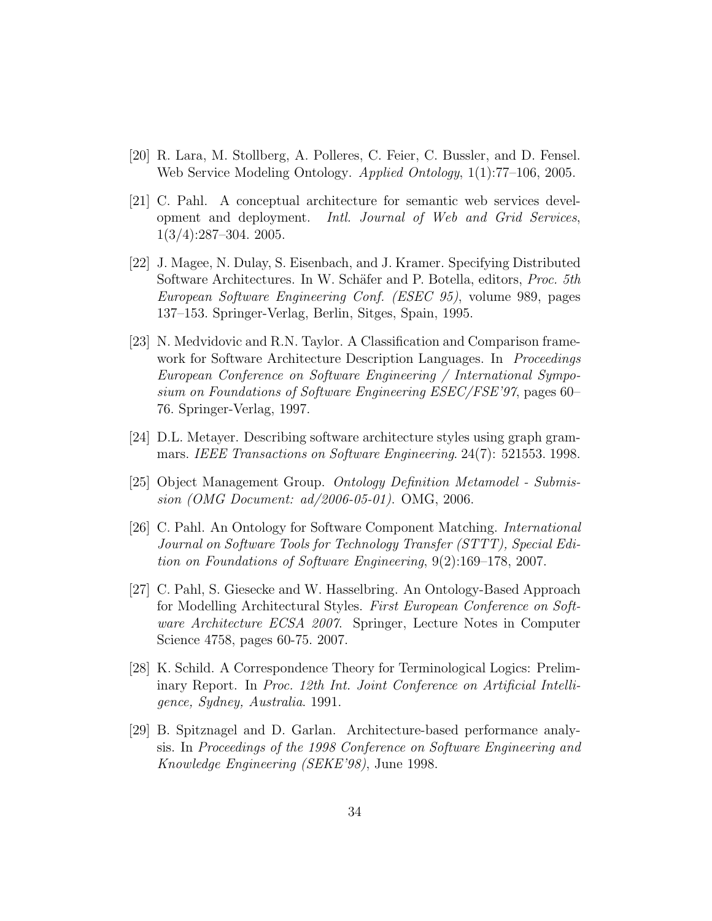[20] R. Lara, M. Stollberg, A. Polleres, C. Feier, C. Bussler, and D. Fensel. Web Service Modeling Ontology. *Applied Ontology*, 1(1):77–106, 2005.

[21] C. Pahl. A conceptual architecture for semantic web services development and deployment. *Intl. Journal of Web and Grid Services*, 1(3/4):287–304. 2005.

[22] J. Magee, N. Dulay, S. Eisenbach, and J. Kramer. Specifying Distributed Software Architectures. In W. Schäfer and P. Botella, editors, *Proc. 5th European Software Engineering Conf. (ESEC 95)*, volume 989, pages 137–153. Springer-Verlag, Berlin, Sitges, Spain, 1995.

[23] N. Medvidovic and R.N. Taylor. A Classification and Comparison framework for Software Architecture Description Languages. In *Proceedings European Conference on Software Engineering / International Symposium on Foundations of Software Engineering ESEC/FSE'97*, pages 60–76. Springer-Verlag, 1997.

[24] D.L. Metayer. Describing software architecture styles using graph grammars. *IEEE Transactions on Software Engineering*. 24(7): 521553. 1998.

[25] Object Management Group. *Ontology Definition Metamodel - Submission (OMG Document: ad/2006-05-01)*. OMG, 2006.

[26] C. Pahl. An Ontology for Software Component Matching. *International Journal on Software Tools for Technology Transfer (STTT), Special Edition on Foundations of Software Engineering*, 9(2):169–178, 2007.

[27] C. Pahl, S. Giesecke and W. Hasselbring. An Ontology-Based Approach for Modelling Architectural Styles. *First European Conference on Software Architecture ECSA 2007*. Springer, Lecture Notes in Computer Science 4758, pages 60-75. 2007.

[28] K. Schild. A Correspondence Theory for Terminological Logics: Preliminary Report. In *Proc. 12th Int. Joint Conference on Artificial Intelligence, Sydney, Australia*. 1991.

[29] B. Spitznagel and D. Garlan. Architecture-based performance analysis. In *Proceedings of the 1998 Conference on Software Engineering and Knowledge Engineering (SEKE'98)*, June 1998.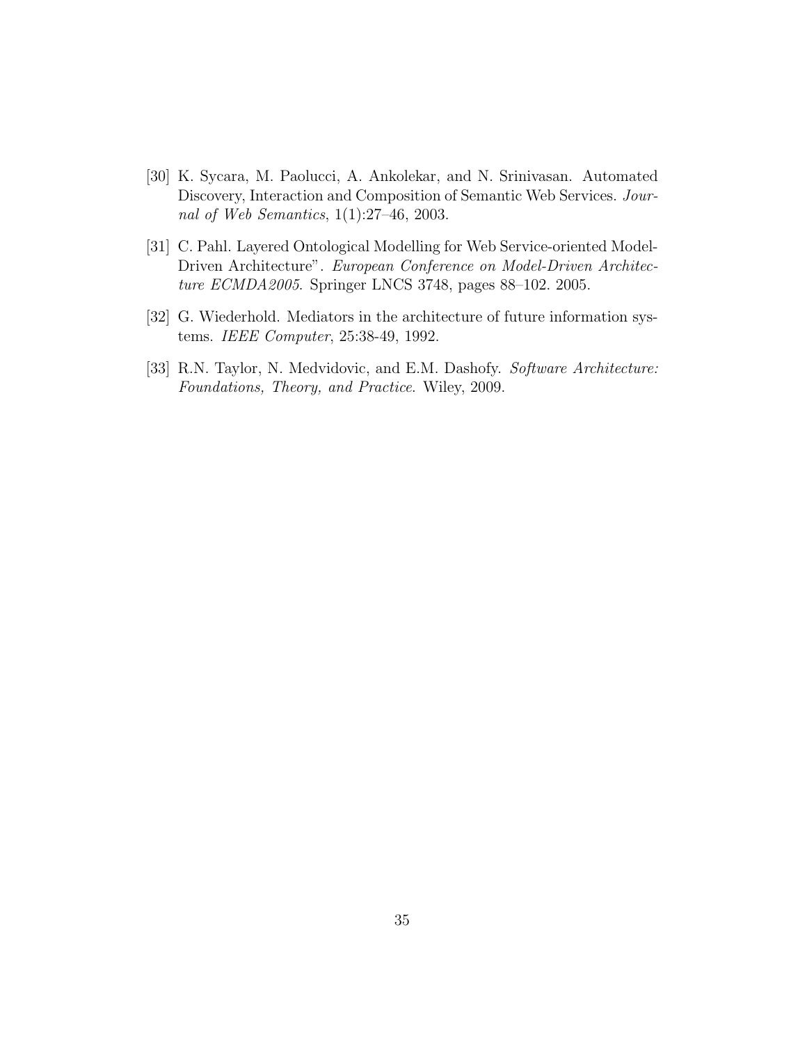[30] K. Sycara, M. Paolucci, A. Ankolekar, and N. Srinivasan. Automated Discovery, Interaction and Composition of Semantic Web Services. *Journal of Web Semantics*, 1(1):27–46, 2003.

[31] C. Pahl. Layered Ontological Modelling for Web Service-oriented Model-Driven Architecture". *European Conference on Model-Driven Architecture ECMDA2005*. Springer LNCS 3748, pages 88–102. 2005.

[32] G. Wiederhold. Mediators in the architecture of future information systems. *IEEE Computer*, 25:38-49, 1992.

[33] R.N. Taylor, N. Medvidovic, and E.M. Dashofy. *Software Architecture: Foundations, Theory, and Practice*. Wiley, 2009.